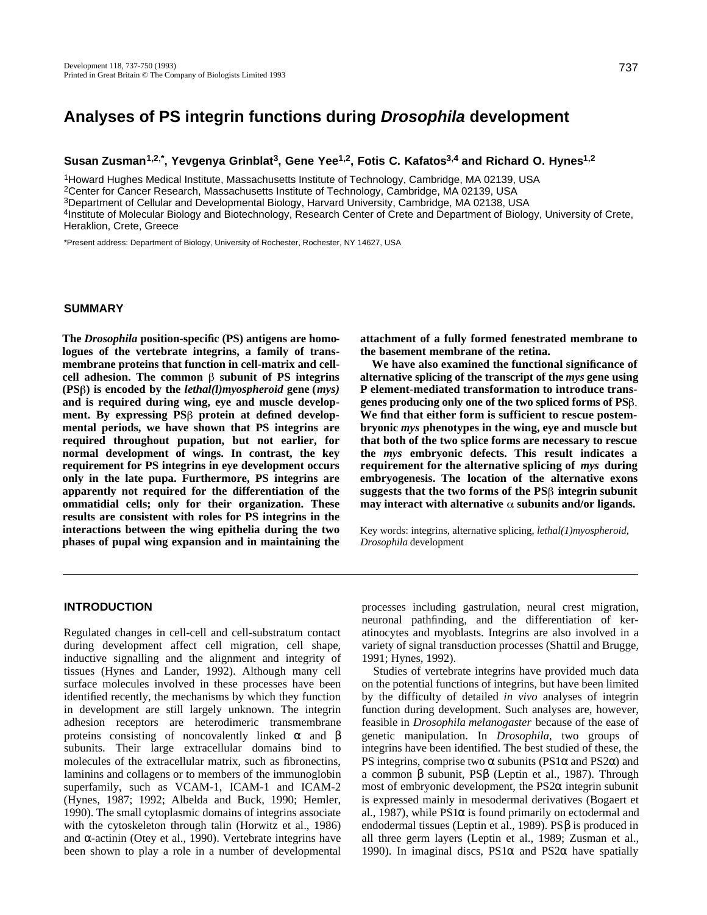# Analyses of PS integrin functions during *Drosophila* development

**Susan Zusman[1,2,*], Yevgenya Grinblat[3], Gene Yee[1,2], Fotis C. Kafatos[3,4] and Richard O. Hynes[1,2]**

[1]Howard Hughes Medical Institute, Massachusetts Institute of Technology, Cambridge, MA 02139, USA
[2]Center for Cancer Research, Massachusetts Institute of Technology, Cambridge, MA 02139, USA
[3]Department of Cellular and Developmental Biology, Harvard University, Cambridge, MA 02138, USA
[4]Institute of Molecular Biology and Biotechnology, Research Center of Crete and Department of Biology, University of Crete, Heraklion, Crete, Greece

*Present address: Department of Biology, University of Rochester, Rochester, NY 14627, USA

## SUMMARY

**The *Drosophila* position-specific (PS) antigens are homologues of the vertebrate integrins, a family of transmembrane proteins that function in cell-matrix and cell-cell adhesion. The common β subunit of PS integrins (PSβ) is encoded by the *lethal(l)myospheroid* gene (*mys)* and is required during wing, eye and muscle development. By expressing PSβ protein at defined developmental periods, we have shown that PS integrins are required throughout pupation, but not earlier, for normal development of wings. In contrast, the key requirement for PS integrins in eye development occurs only in the late pupa. Furthermore, PS integrins are apparently not required for the differentiation of the ommatidial cells; only for their organization. These results are consistent with roles for PS integrins in the interactions between the wing epithelia during the two phases of pupal wing expansion and in maintaining the attachment of a fully formed fenestrated membrane to the basement membrane of the retina.**

**We have also examined the functional significance of alternative splicing of the transcript of the *mys* gene using P element-mediated transformation to introduce transgenes producing only one of the two spliced forms of PSβ. We find that either form is sufficient to rescue postembryonic *mys* phenotypes in the wing, eye and muscle but that both of the two splice forms are necessary to rescue the *mys* embryonic defects. This result indicates a requirement for the alternative splicing of *mys* during embryogenesis. The location of the alternative exons suggests that the two forms of the PSβ integrin subunit may interact with alternative α subunits and/or ligands.**

Key words: integrins, alternative splicing, *lethal(1)myospheroid*, *Drosophila* development

## INTRODUCTION

Regulated changes in cell-cell and cell-substratum contact during development affect cell migration, cell shape, inductive signalling and the alignment and integrity of tissues (Hynes and Lander, 1992). Although many cell surface molecules involved in these processes have been identified recently, the mechanisms by which they function in development are still largely unknown. The integrin adhesion receptors are heterodimeric transmembrane proteins consisting of noncovalently linked α and β subunits. Their large extracellular domains bind to molecules of the extracellular matrix, such as fibronectins, laminins and collagens or to members of the immunoglobin superfamily, such as VCAM-1, ICAM-1 and ICAM-2 (Hynes, 1987; 1992; Albelda and Buck, 1990; Hemler, 1990). The small cytoplasmic domains of integrins associate with the cytoskeleton through talin (Horwitz et al., 1986) and α-actinin (Otey et al., 1990). Vertebrate integrins have been shown to play a role in a number of developmental processes including gastrulation, neural crest migration, neuronal pathfinding, and the differentiation of keratinocytes and myoblasts. Integrins are also involved in a variety of signal transduction processes (Shattil and Brugge, 1991; Hynes, 1992).

Studies of vertebrate integrins have provided much data on the potential functions of integrins, but have been limited by the difficulty of detailed *in vivo* analyses of integrin function during development. Such analyses are, however, feasible in *Drosophila melanogaster* because of the ease of genetic manipulation. In *Drosophila*, two groups of integrins have been identified. The best studied of these, the PS integrins, comprise two α subunits (PS1α and PS2α) and a common β subunit, PSβ (Leptin et al., 1987). Through most of embryonic development, the PS2α integrin subunit is expressed mainly in mesodermal derivatives (Bogaert et al., 1987), while PS1α is found primarily on ectodermal and endodermal tissues (Leptin et al., 1989). PSβ is produced in all three germ layers (Leptin et al., 1989; Zusman et al., 1990). In imaginal discs, PS1α and PS2α have spatially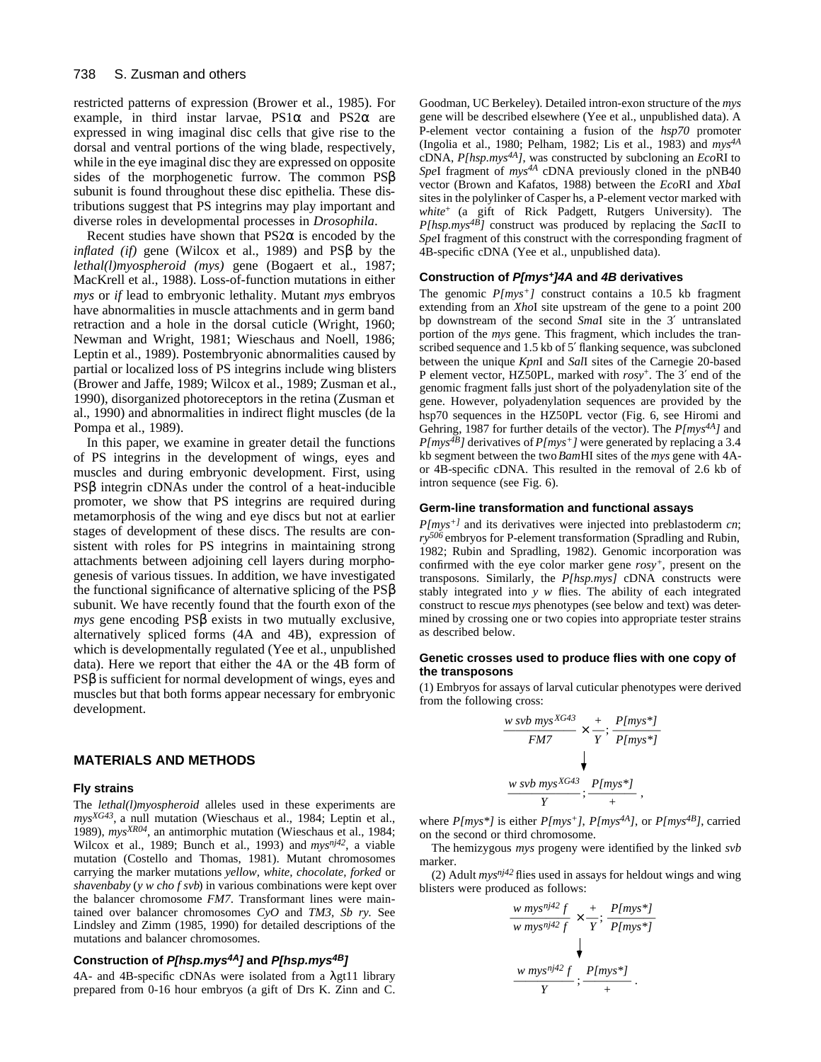restricted patterns of expression (Brower et al., 1985). For example, in third instar larvae, PS1α and PS2α are expressed in wing imaginal disc cells that give rise to the dorsal and ventral portions of the wing blade, respectively, while in the eye imaginal disc they are expressed on opposite sides of the morphogenetic furrow. The common PSβ subunit is found throughout these disc epithelia. These distributions suggest that PS integrins may play important and diverse roles in developmental processes in *Drosophila*.

Recent studies have shown that PS2α is encoded by the *inflated (if)* gene (Wilcox et al., 1989) and PSβ by the *lethal(l)myospheroid (mys)* gene (Bogaert et al., 1987; MacKrell et al., 1988). Loss-of-function mutations in either *mys* or *if* lead to embryonic lethality. Mutant *mys* embryos have abnormalities in muscle attachments and in germ band retraction and a hole in the dorsal cuticle (Wright, 1960; Newman and Wright, 1981; Wieschaus and Noell, 1986; Leptin et al., 1989). Postembryonic abnormalities caused by partial or localized loss of PS integrins include wing blisters (Brower and Jaffe, 1989; Wilcox et al., 1989; Zusman et al., 1990), disorganized photoreceptors in the retina (Zusman et al., 1990) and abnormalities in indirect flight muscles (de la Pompa et al., 1989).

In this paper, we examine in greater detail the functions of PS integrins in the development of wings, eyes and muscles and during embryonic development. First, using PSβ integrin cDNAs under the control of a heat-inducible promoter, we show that PS integrins are required during metamorphosis of the wing and eye discs but not at earlier stages of development of these discs. The results are consistent with roles for PS integrins in maintaining strong attachments between adjoining cell layers during morphogenesis of various tissues. In addition, we have investigated the functional significance of alternative splicing of the PSβ subunit. We have recently found that the fourth exon of the *mys* gene encoding PSβ exists in two mutually exclusive, alternatively spliced forms (4A and 4B), expression of which is developmentally regulated (Yee et al., unpublished data). Here we report that either the 4A or the 4B form of PSβ is sufficient for normal development of wings, eyes and muscles but that both forms appear necessary for embryonic development.

## MATERIALS AND METHODS

### Fly strains

The *lethal(l)myospheroid* alleles used in these experiments are $mys^{XG43}$, a null mutation (Wieschaus et al., 1984; Leptin et al., 1989), $mys^{XR04}$, an antimorphic mutation (Wieschaus et al., 1984; Wilcox et al., 1989; Bunch et al., 1993) and $mys^{nj42}$, a viable mutation (Costello and Thomas, 1981). Mutant chromosomes carrying the marker mutations *yellow, white, chocolate, forked* or *shavenbaby* (*y w cho f svb*) in various combinations were kept over the balancer chromosome *FM7*. Transformant lines were maintained over balancer chromosomes *CyO* and *TM3, Sb ry*. See Lindsley and Zimm (1985, 1990) for detailed descriptions of the mutations and balancer chromosomes.

### Construction of *P[hsp.mys^4A]* and *P[hsp.mys^4B]*

4A- and 4B-specific cDNAs were isolated from a λgt11 library prepared from 0-16 hour embryos (a gift of Drs K. Zinn and C. Goodman, UC Berkeley). Detailed intron-exon structure of the *mys* gene will be described elsewhere (Yee et al., unpublished data). A P-element vector containing a fusion of the *hsp70* promoter (Ingolia et al., 1980; Pelham, 1982; Lis et al., 1983) and $mys^{4A}$ cDNA, $P[hsp.mys^{4A}]$, was constructed by subcloning an *Eco*RI to *Spe*I fragment of $mys^{4A}$ cDNA previously cloned in the pNB40 vector (Brown and Kafatos, 1988) between the *Eco*RI and *Xba*I sites in the polylinker of Casper hs, a P-element vector marked with $white^{+}$ (a gift of Rick Padgett, Rutgers University). The $P[hsp.mys^{4B}]$ construct was produced by replacing the *Sac*II to *Spe*I fragment of this construct with the corresponding fragment of 4B-specific cDNA (Yee et al., unpublished data).

### Construction of *P[mys^+]4A* and *4B* derivatives

The genomic $P[mys^{+}]$ construct contains a 10.5 kb fragment extending from an *Xho*I site upstream of the gene to a point 200 bp downstream of the second *Sma*I site in the 3′ untranslated portion of the *mys* gene. This fragment, which includes the transcribed sequence and 1.5 kb of 5′ flanking sequence, was subcloned between the unique *Kpn*I and *Sal*I sites of the Carnegie 20-based P element vector, HZ50PL, marked with $rosy^{+}$. The 3′ end of the genomic fragment falls just short of the polyadenylation site of the gene. However, polyadenylation sequences are provided by the hsp70 sequences in the HZ50PL vector (Fig. 6, see Hiromi and Gehring, 1987 for further details of the vector). The $P[mys^{4A}]$ and $P[mys^{4B}]$ derivatives of $P[mys^{+}]$ were generated by replacing a 3.4 kb segment between the two *Bam*HI sites of the *mys* gene with 4A- or 4B-specific cDNA. This resulted in the removal of 2.6 kb of intron sequence (see Fig. 6).

### Germ-line transformation and functional assays

$P[mys^{+}]$ and its derivatives were injected into preblastoderm *cn*; $ry^{506}$ embryos for P-element transformation (Spradling and Rubin, 1982; Rubin and Spradling, 1982). Genomic incorporation was confirmed with the eye color marker gene $rosy^{+}$, present on the transposons. Similarly, the *P[hsp.mys]* cDNA constructs were stably integrated into *y w* flies. The ability of each integrated construct to rescue *mys* phenotypes (see below and text) was determined by crossing one or two copies into appropriate tester strains as described below.

### Genetic crosses used to produce flies with one copy of the transposons

(1) Embryos for assays of larval cuticular phenotypes were derived from the following cross:

$$\frac{w\ svb\ mys^{XG43}}{FM7} \times \frac{+}{Y};\frac{P[mys^*]}{P[mys^*]}$$

$$\downarrow$$

$$\frac{w\ svb\ mys^{XG43}}{Y};\frac{P[mys^*]}{+},$$

where $P[mys^*]$ is either $P[mys^{+}]$, $P[mys^{4A}]$, or $P[mys^{4B}]$, carried on the second or third chromosome.

The hemizygous *mys* progeny were identified by the linked *svb* marker.

(2) Adult $mys^{nj42}$ flies used in assays for heldout wings and wing blisters were produced as follows:

$$\frac{w\ mys^{nj42}\ f}{w\ mys^{nj42}\ f} \times \frac{+}{Y};\frac{P[mys^*]}{P[mys^*]}$$

$$\downarrow$$

$$\frac{w\ mys^{nj42}\ f}{Y};\frac{P[mys^*]}{+}.$$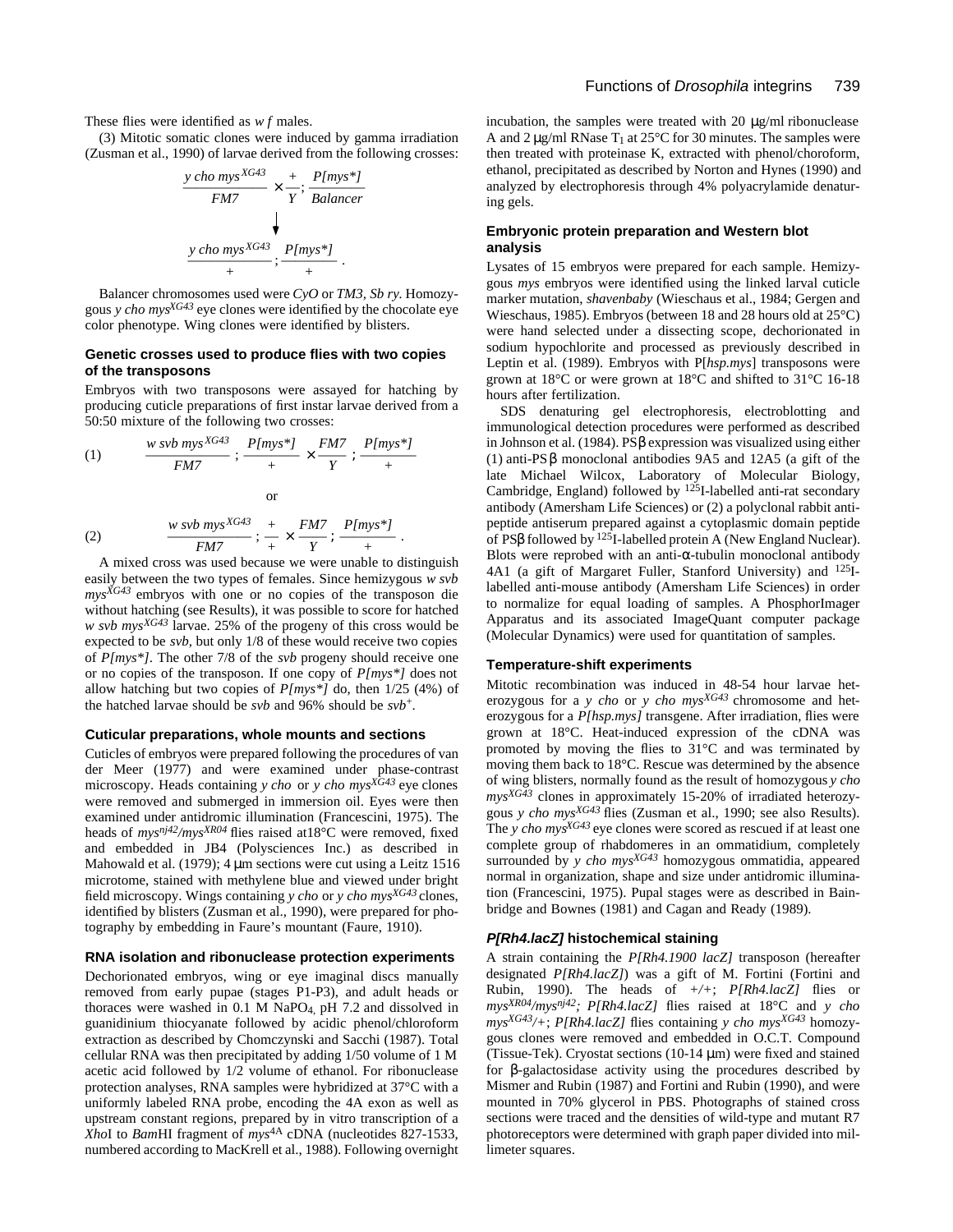These flies were identified as *w f* males.

(3) Mitotic somatic clones were induced by gamma irradiation (Zusman et al., 1990) of larvae derived from the following crosses:

$$\frac{y\ cho\ mys^{XG43}}{FM7} \times \frac{+}{Y};\ \frac{P[mys^*]}{Balancer}$$

$$\downarrow$$

$$\frac{y\ cho\ mys^{XG43}}{+};\ \frac{P[mys^*]}{+}.$$

Balancer chromosomes used were *CyO* or *TM3, Sb ry*. Homozygous *y cho* $mys^{XG43}$ eye clones were identified by the chocolate eye color phenotype. Wing clones were identified by blisters.

### Genetic crosses used to produce flies with two copies of the transposons

Embryos with two transposons were assayed for hatching by producing cuticle preparations of first instar larvae derived from a 50:50 mixture of the following two crosses:

$$(1)\qquad \frac{w\ svb\ mys^{XG43}}{FM7};\ \frac{P[mys^*]}{+} \times \frac{FM7}{Y};\ \frac{P[mys^*]}{+}$$

or

$$(2)\qquad \frac{w\ svb\ mys^{XG43}}{FM7};\ \frac{+}{+} \times \frac{FM7}{Y};\ \frac{P[mys^*]}{+}.$$

A mixed cross was used because we were unable to distinguish easily between the two types of females. Since hemizygous *w svb* $mys^{XG43}$ embryos with one or no copies of the transposon die without hatching (see Results), it was possible to score for hatched *w svb* $mys^{XG43}$ larvae. 25% of the progeny of this cross would be expected to be *svb*, but only 1/8 of these would receive two copies of *P[mys*]*. The other 7/8 of the *svb* progeny should receive one or no copies of the transposon. If one copy of *P[mys*]* does not allow hatching but two copies of *P[mys*]* do, then 1/25 (4%) of the hatched larvae should be *svb* and 96% should be $svb^+$.

### Cuticular preparations, whole mounts and sections

Cuticles of embryos were prepared following the procedures of van der Meer (1977) and were examined under phase-contrast microscopy. Heads containing *y cho* or *y cho* $mys^{XG43}$ eye clones were removed and submerged in immersion oil. Eyes were then examined under antidromic illumination (Francescini, 1975). The heads of $mys^{nj42}/mys^{XR04}$ flies raised at18°C were removed, fixed and embedded in JB4 (Polysciences Inc.) as described in Mahowald et al. (1979); 4 μm sections were cut using a Leitz 1516 microtome, stained with methylene blue and viewed under bright field microscopy. Wings containing *y cho* or *y cho* $mys^{XG43}$ clones, identified by blisters (Zusman et al., 1990), were prepared for photography by embedding in Faure's mountant (Faure, 1910).

### RNA isolation and ribonuclease protection experiments

Dechorionated embryos, wing or eye imaginal discs manually removed from early pupae (stages P1-P3), and adult heads or thoraces were washed in 0.1 M $NaPO_4$, pH 7.2 and dissolved in guanidinium thiocyanate followed by acidic phenol/chloroform extraction as described by Chomczynski and Sacchi (1987). Total cellular RNA was then precipitated by adding 1/50 volume of 1 M acetic acid followed by 1/2 volume of ethanol. For ribonuclease protection analyses, RNA samples were hybridized at 37°C with a uniformly labeled RNA probe, encoding the 4A exon as well as upstream constant regions, prepared by in vitro transcription of a *Xho*I to *Bam*HI fragment of $mys^{4A}$ cDNA (nucleotides 827-1533, numbered according to MacKrell et al., 1988). Following overnight incubation, the samples were treated with 20 μg/ml ribonuclease A and 2 μg/ml RNase $T_1$ at 25°C for 30 minutes. The samples were then treated with proteinase K, extracted with phenol/choroform, ethanol, precipitated as described by Norton and Hynes (1990) and analyzed by electrophoresis through 4% polyacrylamide denaturing gels.

### Embryonic protein preparation and Western blot analysis

Lysates of 15 embryos were prepared for each sample. Hemizygous *mys* embryos were identified using the linked larval cuticle marker mutation, *shavenbaby* (Wieschaus et al., 1984; Gergen and Wieschaus, 1985). Embryos (between 18 and 28 hours old at 25°C) were hand selected under a dissecting scope, dechorionated in sodium hypochlorite and processed as previously described in Leptin et al. (1989). Embryos with P[*hsp.mys*] transposons were grown at 18°C or were grown at 18°C and shifted to 31°C 16-18 hours after fertilization.

SDS denaturing gel electrophoresis, electroblotting and immunological detection procedures were performed as described in Johnson et al. (1984). PSβ expression was visualized using either (1) anti-PSβ monoclonal antibodies 9A5 and 12A5 (a gift of the late Michael Wilcox, Laboratory of Molecular Biology, Cambridge, England) followed by $^{125}$I-labelled anti-rat secondary antibody (Amersham Life Sciences) or (2) a polyclonal rabbit anti-peptide antiserum prepared against a cytoplasmic domain peptide of PSβ followed by $^{125}$I-labelled protein A (New England Nuclear). Blots were reprobed with an anti-α-tubulin monoclonal antibody 4A1 (a gift of Margaret Fuller, Stanford University) and $^{125}$I-labelled anti-mouse antibody (Amersham Life Sciences) in order to normalize for equal loading of samples. A PhosphorImager Apparatus and its associated ImageQuant computer package (Molecular Dynamics) were used for quantitation of samples.

### Temperature-shift experiments

Mitotic recombination was induced in 48-54 hour larvae heterozygous for a *y cho* or *y cho* $mys^{XG43}$ chromosome and heterozygous for a *P[hsp.mys]* transgene. After irradiation, flies were grown at 18°C. Heat-induced expression of the cDNA was promoted by moving the flies to 31°C and was terminated by moving them back to 18°C. Rescue was determined by the absence of wing blisters, normally found as the result of homozygous *y cho* $mys^{XG43}$ clones in approximately 15-20% of irradiated heterozygous *y cho* $mys^{XG43}$ flies (Zusman et al., 1990; see also Results). The *y cho* $mys^{XG43}$ eye clones were scored as rescued if at least one complete group of rhabdomeres in an ommatidium, completely surrounded by *y cho* $mys^{XG43}$ homozygous ommatidia, appeared normal in organization, shape and size under antidromic illumination (Francescini, 1975). Pupal stages were as described in Bainbridge and Bownes (1981) and Cagan and Ready (1989).

### *P[Rh4.lacZ]* histochemical staining

A strain containing the *P[Rh4.1900 lacZ]* transposon (hereafter designated *P[Rh4.lacZ]*) was a gift of M. Fortini (Fortini and Rubin, 1990). The heads of *+/+; P[Rh4.lacZ]* flies or $mys^{XR04}/mys^{nj42}$*; P[Rh4.lacZ]* flies raised at 18°C and *y cho* $mys^{XG43}/+$*; P[Rh4.lacZ]* flies containing *y cho* $mys^{XG43}$ homozygous clones were removed and embedded in O.C.T. Compound (Tissue-Tek). Cryostat sections (10-14 μm) were fixed and stained for β-galactosidase activity using the procedures described by Mismer and Rubin (1987) and Fortini and Rubin (1990), and were mounted in 70% glycerol in PBS. Photographs of stained cross sections were traced and the densities of wild-type and mutant R7 photoreceptors were determined with graph paper divided into millimeter squares.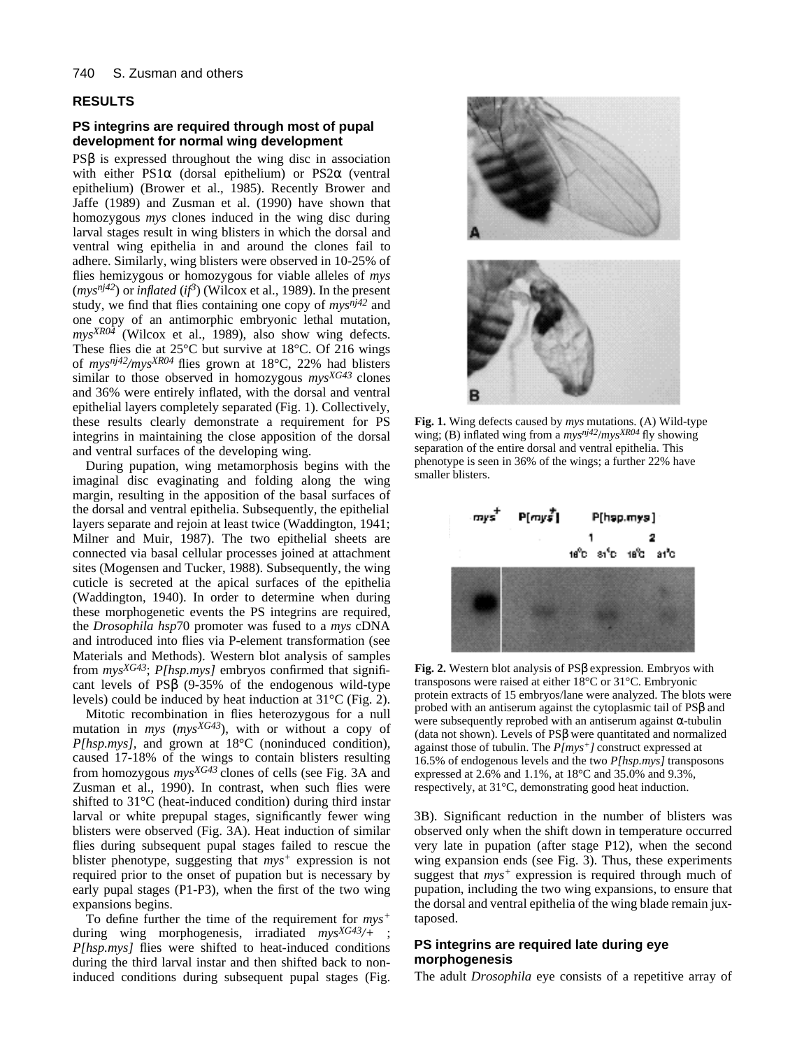## RESULTS

### PS integrins are required through most of pupal development for normal wing development

PSβ is expressed throughout the wing disc in association with either PS1α (dorsal epithelium) or PS2α (ventral epithelium) (Brower et al., 1985). Recently Brower and Jaffe (1989) and Zusman et al. (1990) have shown that homozygous *mys* clones induced in the wing disc during larval stages result in wing blisters in which the dorsal and ventral wing epithelia in and around the clones fail to adhere. Similarly, wing blisters were observed in 10-25% of flies hemizygous or homozygous for viable alleles of *mys* (*mys*$^{nj42}$) or *inflated* (*if*$^{3}$) (Wilcox et al., 1989). In the present study, we find that flies containing one copy of *mys*$^{nj42}$ and one copy of an antimorphic embryonic lethal mutation, *mys*$^{XR04}$ (Wilcox et al., 1989), also show wing defects. These flies die at 25°C but survive at 18°C. Of 216 wings of *mys*$^{nj42}$/*mys*$^{XR04}$ flies grown at 18°C, 22% had blisters similar to those observed in homozygous *mys*$^{XG43}$ clones and 36% were entirely inflated, with the dorsal and ventral epithelial layers completely separated (Fig. 1). Collectively, these results clearly demonstrate a requirement for PS integrins in maintaining the close apposition of the dorsal and ventral surfaces of the developing wing.

During pupation, wing metamorphosis begins with the imaginal disc evaginating and folding along the wing margin, resulting in the apposition of the basal surfaces of the dorsal and ventral epithelia. Subsequently, the epithelial layers separate and rejoin at least twice (Waddington, 1941; Milner and Muir, 1987). The two epithelial sheets are connected via basal cellular processes joined at attachment sites (Mogensen and Tucker, 1988). Subsequently, the wing cuticle is secreted at the apical surfaces of the epithelia (Waddington, 1940). In order to determine when during these morphogenetic events the PS integrins are required, the *Drosophila hsp*70 promoter was fused to a *mys* cDNA and introduced into flies via P-element transformation (see Materials and Methods). Western blot analysis of samples from *mys*$^{XG43}$; *P[hsp.mys]* embryos confirmed that significant levels of PSβ (9-35% of the endogenous wild-type levels) could be induced by heat induction at 31°C (Fig. 2).

Mitotic recombination in flies heterozygous for a null mutation in *mys* (*mys*$^{XG43}$), with or without a copy of *P[hsp.mys]*, and grown at 18°C (noninduced condition), caused 17-18% of the wings to contain blisters resulting from homozygous *mys*$^{XG43}$ clones of cells (see Fig. 3A and Zusman et al., 1990). In contrast, when such flies were shifted to 31°C (heat-induced condition) during third instar larval or white prepupal stages, significantly fewer wing blisters were observed (Fig. 3A). Heat induction of similar flies during subsequent pupal stages failed to rescue the blister phenotype, suggesting that *mys*$^{+}$ expression is not required prior to the onset of pupation but is necessary by early pupal stages (P1-P3), when the first of the two wing expansions begins.

To define further the time of the requirement for *mys*$^{+}$ during wing morphogenesis, irradiated *mys*$^{XG43}$/+ ; *P[hsp.mys]* flies were shifted to heat-induced conditions during the third larval instar and then shifted back to noninduced conditions during subsequent pupal stages (Fig. 3B). Significant reduction in the number of blisters was observed only when the shift down in temperature occurred very late in pupation (after stage P12), when the second wing expansion ends (see Fig. 3). Thus, these experiments suggest that *mys*$^{+}$ expression is required through much of pupation, including the two wing expansions, to ensure that the dorsal and ventral epithelia of the wing blade remain juxtaposed.

**Fig. 1.** Wing defects caused by *mys* mutations. (A) Wild-type wing; (B) inflated wing from a *mys*$^{nj42}$/*mys*$^{XR04}$ fly showing separation of the entire dorsal and ventral epithelia. This phenotype is seen in 36% of the wings; a further 22% have smaller blisters.

**Fig. 2.** Western blot analysis of PSβ expression. Embryos with transposons were raised at either 18°C or 31°C. Embryonic protein extracts of 15 embryos/lane were analyzed. The blots were probed with an antiserum against the cytoplasmic tail of PSβ and were subsequently reprobed with an antiserum against α-tubulin (data not shown). Levels of PSβ were quantitated and normalized against those of tubulin. The *P[mys*$^{+}$*]* construct expressed at 16.5% of endogenous levels and the two *P[hsp.mys]* transposons expressed at 2.6% and 1.1%, at 18°C and 35.0% and 9.3%, respectively, at 31°C, demonstrating good heat induction.

### PS integrins are required late during eye morphogenesis

The adult *Drosophila* eye consists of a repetitive array of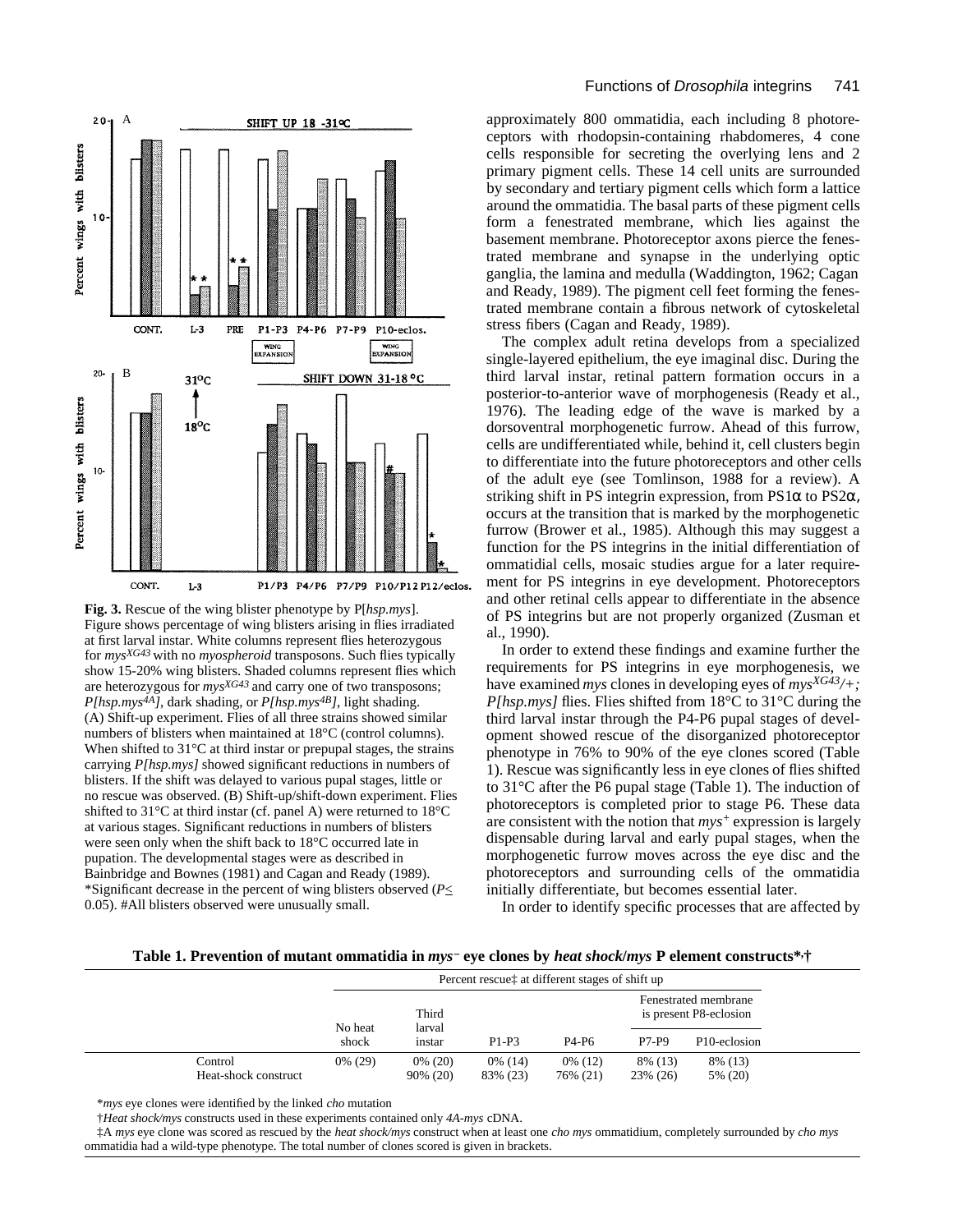**Fig. 3.** Rescue of the wing blister phenotype by P[*hsp.mys*]. Figure shows percentage of wing blisters arising in flies irradiated at first larval instar. White columns represent flies heterozygous for $mys^{XG43}$ with no *myospheroid* transposons. Such flies typically show 15-20% wing blisters. Shaded columns represent flies which are heterozygous for $mys^{XG43}$ and carry one of two transposons; $P[hsp.mys^{4A}]$, dark shading, or $P[hsp.mys^{4B}]$, light shading. (A) Shift-up experiment. Flies of all three strains showed similar numbers of blisters when maintained at 18°C (control columns). When shifted to 31°C at third instar or prepupal stages, the strains carrying *P[hsp.mys]* showed significant reductions in numbers of blisters. If the shift was delayed to various pupal stages, little or no rescue was observed. (B) Shift-up/shift-down experiment. Flies shifted to 31°C at third instar (cf. panel A) were returned to 18°C at various stages. Significant reductions in numbers of blisters were seen only when the shift back to 18°C occurred late in pupation. The developmental stages were as described in Bainbridge and Bownes (1981) and Cagan and Ready (1989). *Significant decrease in the percent of wing blisters observed ($P \leq 0.05$). #All blisters observed were unusually small.

approximately 800 ommatidia, each including 8 photoreceptors with rhodopsin-containing rhabdomeres, 4 cone cells responsible for secreting the overlying lens and 2 primary pigment cells. These 14 cell units are surrounded by secondary and tertiary pigment cells which form a lattice around the ommatidia. The basal parts of these pigment cells form a fenestrated membrane, which lies against the basement membrane. Photoreceptor axons pierce the fenestrated membrane and synapse in the underlying optic ganglia, the lamina and medulla (Waddington, 1962; Cagan and Ready, 1989). The pigment cell feet forming the fenestrated membrane contain a fibrous network of cytoskeletal stress fibers (Cagan and Ready, 1989).

The complex adult retina develops from a specialized single-layered epithelium, the eye imaginal disc. During the third larval instar, retinal pattern formation occurs in a posterior-to-anterior wave of morphogenesis (Ready et al., 1976). The leading edge of the wave is marked by a dorsoventral morphogenetic furrow. Ahead of this furrow, cells are undifferentiated while, behind it, cell clusters begin to differentiate into the future photoreceptors and other cells of the adult eye (see Tomlinson, 1988 for a review). A striking shift in PS integrin expression, from PS1α to PS2α, occurs at the transition that is marked by the morphogenetic furrow (Brower et al., 1985). Although this may suggest a function for the PS integrins in the initial differentiation of ommatidial cells, mosaic studies argue for a later requirement for PS integrins in eye development. Photoreceptors and other retinal cells appear to differentiate in the absence of PS integrins but are not properly organized (Zusman et al., 1990).

In order to extend these findings and examine further the requirements for PS integrins in eye morphogenesis, we have examined *mys* clones in developing eyes of $mys^{XG43}/+$*; P[hsp.mys]* flies. Flies shifted from 18°C to 31°C during the third larval instar through the P4-P6 pupal stages of development showed rescue of the disorganized photoreceptor phenotype in 76% to 90% of the eye clones scored (Table 1). Rescue was significantly less in eye clones of flies shifted to 31°C after the P6 pupal stage (Table 1). The induction of photoreceptors is completed prior to stage P6. These data are consistent with the notion that $mys^{+}$ expression is largely dispensable during larval and early pupal stages, when the morphogenetic furrow moves across the eye disc and the photoreceptors and surrounding cells of the ommatidia initially differentiate, but becomes essential later.

In order to identify specific processes that are affected by

**Table 1. Prevention of mutant ommatidia in *mys*⁻ eye clones by *heat shock/mys* P element constructs*,†**

| | Percent rescue‡ at different stages of shift up | | | | | |
|---|---|---|---|---|---|---|
| | | | | | Fenestrated membrane is present P8-eclosion | |
| | No heat shock | Third larval instar | P1-P3 | P4-P6 | P7-P9 | P10-eclosion |
| Control | 0% (29) | 0% (20) | 0% (14) | 0% (12) | 8% (13) | 8% (13) |
| Heat-shock construct | | 90% (20) | 83% (23) | 76% (21) | 23% (26) | 5% (20) |

\**mys* eye clones were identified by the linked *cho* mutation

†*Heat shock/mys* constructs used in these experiments contained only *4A-mys* cDNA.

‡A *mys* eye clone was scored as rescued by the *heat shock/mys* construct when at least one *cho mys* ommatidium, completely surrounded by *cho mys* ommatidia had a wild-type phenotype. The total number of clones scored is given in brackets.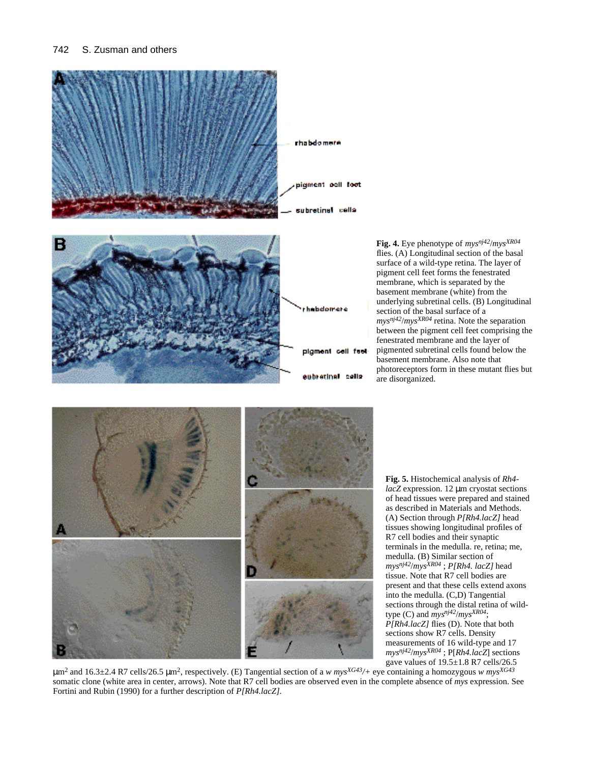**Fig. 4.** Eye phenotype of $mys^{nj42}/mys^{XR04}$ flies. (A) Longitudinal section of the basal surface of a wild-type retina. The layer of pigment cell feet forms the fenestrated membrane, which is separated by the basement membrane (white) from the underlying subretinal cells. (B) Longitudinal section of the basal surface of a $mys^{nj42}/mys^{XR04}$ retina. Note the separation between the pigment cell feet comprising the fenestrated membrane and the layer of pigmented subretinal cells found below the basement membrane. Also note that photoreceptors form in these mutant flies but are disorganized.

**Fig. 5.** Histochemical analysis of *Rh4-lacZ* expression. 12 μm cryostat sections of head tissues were prepared and stained as described in Materials and Methods. (A) Section through *P[Rh4.lacZ]* head tissues showing longitudinal profiles of R7 cell bodies and their synaptic terminals in the medulla. re, retina; me, medulla. (B) Similar section of $mys^{nj42}/mys^{XR04}$ ; *P[Rh4. lacZ]* head tissue. Note that R7 cell bodies are present and that these cells extend axons into the medulla. (C,D) Tangential sections through the distal retina of wild-type (C) and $mys^{nj42}/mys^{XR04}$; *P[Rh4.lacZ]* flies (D). Note that both sections show R7 cells. Density measurements of 16 wild-type and 17 $mys^{nj42}/mys^{XR04}$ ; P[*Rh4.lacZ*] sections gave values of 19.5±1.8 R7 cells/26.5 $\mu m^2$ and 16.3±2.4 R7 cells/26.5 $\mu m^2$, respectively. (E) Tangential section of a *w* $mys^{XG43}/+$ eye containing a homozygous *w* $mys^{XG43}$ somatic clone (white area in center, arrows). Note that R7 cell bodies are observed even in the complete absence of *mys* expression. See Fortini and Rubin (1990) for a further description of *P[Rh4.lacZ]*.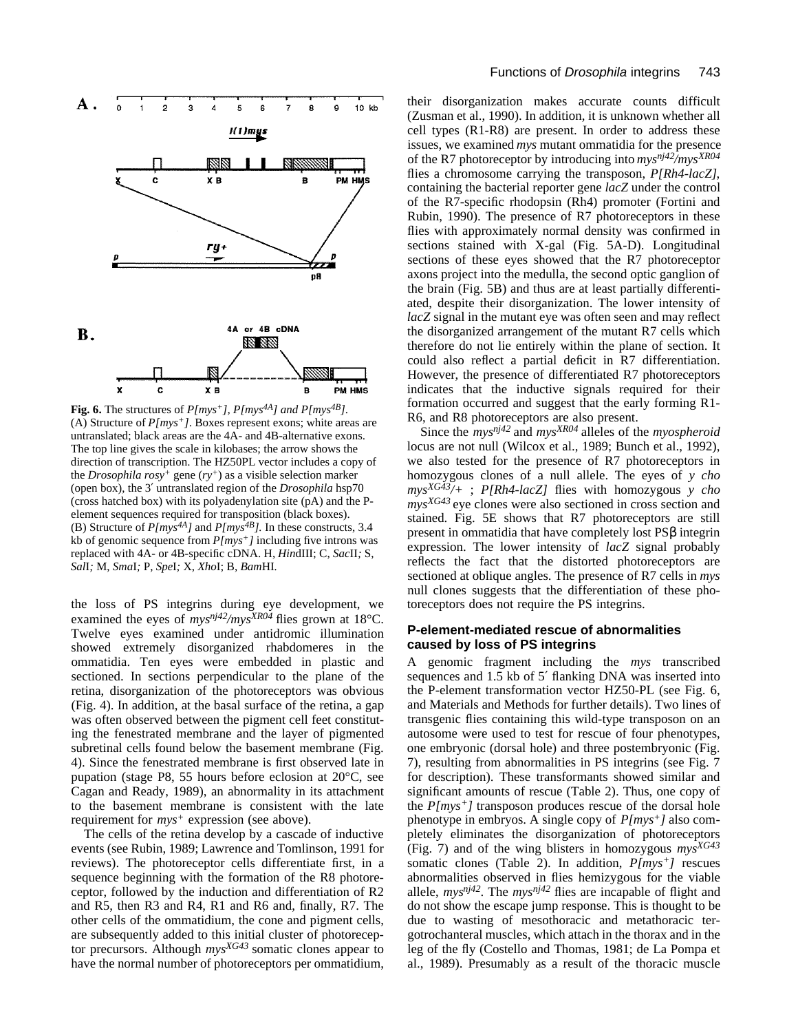**Fig. 6.** The structures of *P[mys⁺], P[mys$^{4A}$] and P[mys$^{4B}$]*. (A) Structure of *P[mys⁺]*. Boxes represent exons; white areas are untranslated; black areas are the 4A- and 4B-alternative exons. The top line gives the scale in kilobases; the arrow shows the direction of transcription. The HZ50PL vector includes a copy of the *Drosophila rosy*⁺ gene (*ry*⁺) as a visible selection marker (open box), the 3′ untranslated region of the *Drosophila* hsp70 (cross hatched box) with its polyadenylation site (pA) and the P-element sequences required for transposition (black boxes). (B) Structure of *P[mys$^{4A}$]* and *P[mys$^{4B}$]*. In these constructs, 3.4 kb of genomic sequence from *P[mys⁺]* including five introns was replaced with 4A- or 4B-specific cDNA. H, *Hin*dIII; C, *Sac*II; S, *Sal*I; M, *Sma*I; P, *Spe*I; X, *Xho*I; B, *Bam*HI.

the loss of PS integrins during eye development, we examined the eyes of *mys$^{nj42}$/mys$^{XR04}$* flies grown at 18°C. Twelve eyes examined under antidromic illumination showed extremely disorganized rhabdomeres in the ommatidia. Ten eyes were embedded in plastic and sectioned. In sections perpendicular to the plane of the retina, disorganization of the photoreceptors was obvious (Fig. 4). In addition, at the basal surface of the retina, a gap was often observed between the pigment cell feet constituting the fenestrated membrane and the layer of pigmented subretinal cells found below the basement membrane (Fig. 4). Since the fenestrated membrane is first observed late in pupation (stage P8, 55 hours before eclosion at 20°C, see Cagan and Ready, 1989), an abnormality in its attachment to the basement membrane is consistent with the late requirement for *mys⁺* expression (see above).

The cells of the retina develop by a cascade of inductive events (see Rubin, 1989; Lawrence and Tomlinson, 1991 for reviews). The photoreceptor cells differentiate first, in a sequence beginning with the formation of the R8 photoreceptor, followed by the induction and differentiation of R2 and R5, then R3 and R4, R1 and R6 and, finally, R7. The other cells of the ommatidium, the cone and pigment cells, are subsequently added to this initial cluster of photoreceptor precursors. Although *mys$^{XG43}$* somatic clones appear to have the normal number of photoreceptors per ommatidium, their disorganization makes accurate counts difficult (Zusman et al., 1990). In addition, it is unknown whether all cell types (R1-R8) are present. In order to address these issues, we examined *mys* mutant ommatidia for the presence of the R7 photoreceptor by introducing into *mys$^{nj42}$/mys$^{XR04}$* flies a chromosome carrying the transposon, *P[Rh4-lacZ]*, containing the bacterial reporter gene *lacZ* under the control of the R7-specific rhodopsin (Rh4) promoter (Fortini and Rubin, 1990). The presence of R7 photoreceptors in these flies with approximately normal density was confirmed in sections stained with X-gal (Fig. 5A-D). Longitudinal sections of these eyes showed that the R7 photoreceptor axons project into the medulla, the second optic ganglion of the brain (Fig. 5B) and thus are at least partially differentiated, despite their disorganization. The lower intensity of *lacZ* signal in the mutant eye was often seen and may reflect the disorganized arrangement of the mutant R7 cells which therefore do not lie entirely within the plane of section. It could also reflect a partial deficit in R7 differentiation. However, the presence of differentiated R7 photoreceptors indicates that the inductive signals required for their formation occurred and suggest that the early forming R1-R6, and R8 photoreceptors are also present.

Since the *mys$^{nj42}$* and *mys$^{XR04}$* alleles of the *myospheroid* locus are not null (Wilcox et al., 1989; Bunch et al., 1992), we also tested for the presence of R7 photoreceptors in homozygous clones of a null allele. The eyes of *y cho mys$^{XG43}$*/+ ; *P[Rh4-lacZ]* flies with homozygous *y cho mys$^{XG43}$* eye clones were also sectioned in cross section and stained. Fig. 5E shows that R7 photoreceptors are still present in ommatidia that have completely lost PSβ integrin expression. The lower intensity of *lacZ* signal probably reflects the fact that the distorted photoreceptors are sectioned at oblique angles. The presence of R7 cells in *mys* null clones suggests that the differentiation of these photoreceptors does not require the PS integrins.

### P-element-mediated rescue of abnormalities caused by loss of PS integrins

A genomic fragment including the *mys* transcribed sequences and 1.5 kb of 5′ flanking DNA was inserted into the P-element transformation vector HZ50-PL (see Fig. 6, and Materials and Methods for further details). Two lines of transgenic flies containing this wild-type transposon on an autosome were used to test for rescue of four phenotypes, one embryonic (dorsal hole) and three postembryonic (Fig. 7), resulting from abnormalities in PS integrins (see Fig. 7 for description). These transformants showed similar and significant amounts of rescue (Table 2). Thus, one copy of the *P[mys⁺]* transposon produces rescue of the dorsal hole phenotype in embryos. A single copy of *P[mys⁺]* also completely eliminates the disorganization of photoreceptors (Fig. 7) and of the wing blisters in homozygous *mys$^{XG43}$* somatic clones (Table 2). In addition, *P[mys⁺]* rescues abnormalities observed in flies hemizygous for the viable allele, *mys$^{nj42}$*. The *mys$^{nj42}$* flies are incapable of flight and do not show the escape jump response. This is thought to be due to wasting of mesothoracic and metathoracic tergotrochanteral muscles, which attach in the thorax and in the leg of the fly (Costello and Thomas, 1981; de La Pompa et al., 1989). Presumably as a result of the thoracic muscle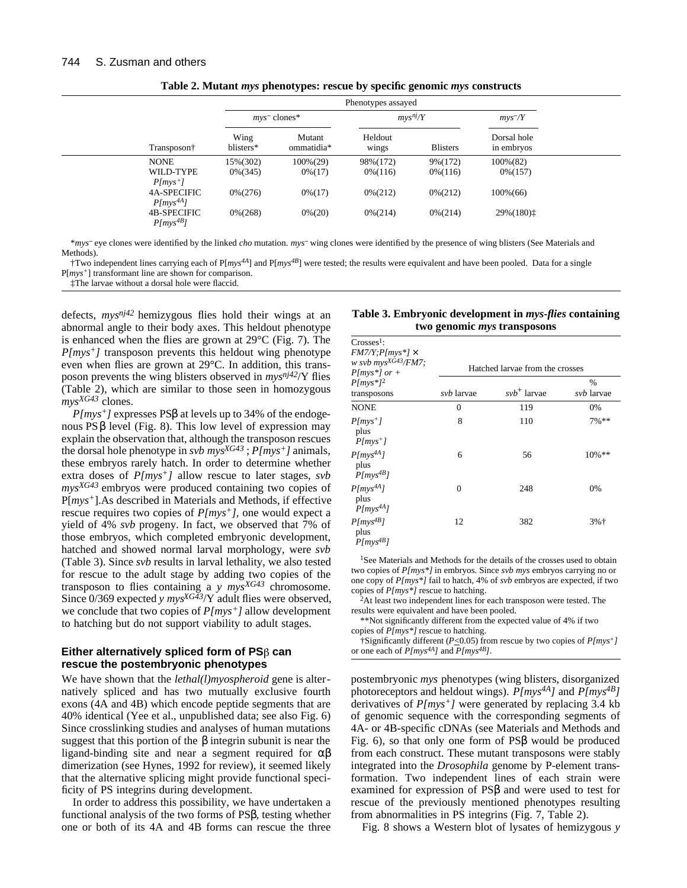**Table 2. Mutant *mys* phenotypes: rescue by specific genomic *mys* constructs**

| | Phenotypes assayed | | | | |
|---|---|---|---|---|---|
| | *mys*⁻ clones* | | $mys^{nj}$/Y | | *mys*⁻/Y |
| Transposon† | Wing blisters* | Mutant ommatidia* | Heldout wings | Blisters | Dorsal hole in embryos |
| NONE | 15%(302) | 100%(29) | 98%(172) | 9%(172) | 100%(82) |
| WILD-TYPE *P[mys⁺]* | 0%(345) | 0%(17) | 0%(116) | 0%(116) | 0%(157) |
| 4A-SPECIFIC $P[mys^{4A}]$ | 0%(276) | 0%(17) | 0%(212) | 0%(212) | 100%(66) |
| 4B-SPECIFIC $P[mys^{4B}]$ | 0%(268) | 0%(20) | 0%(214) | 0%(214) | 29%(180)‡ |

\**mys*⁻ eye clones were identified by the linked *cho* mutation. *mys*⁻ wing clones were identified by the presence of wing blisters (See Materials and Methods).

†Two independent lines carrying each of P[$mys^{4A}$] and P[$mys^{4B}$] were tested; the results were equivalent and have been pooled. Data for a single P[*mys⁺*] transformant line are shown for comparison.

‡The larvae without a dorsal hole were flaccid.

defects, $mys^{nj42}$ hemizygous flies hold their wings at an abnormal angle to their body axes. This heldout phenotype is enhanced when the flies are grown at 29°C (Fig. 7). The *P[mys⁺]* transposon prevents this heldout wing phenotype even when flies are grown at 29°C. In addition, this transposon prevents the wing blisters observed in $mys^{nj42}$/Y flies (Table 2), which are similar to those seen in homozygous $mys^{XG43}$ clones.

*P[mys⁺]* expresses PSβ at levels up to 34% of the endogenous PSβ level (Fig. 8). This low level of expression may explain the observation that, although the transposon rescues the dorsal hole phenotype in *svb* $mys^{XG43}$ ; *P[mys⁺]* animals, these embryos rarely hatch. In order to determine whether extra doses of *P[mys⁺]* allow rescue to later stages, *svb* $mys^{XG43}$ embryos were produced containing two copies of P[*mys⁺*].As described in Materials and Methods, if effective rescue requires two copies of *P[mys⁺],* one would expect a yield of 4% *svb* progeny. In fact, we observed that 7% of those embryos, which completed embryonic development, hatched and showed normal larval morphology, were *svb* (Table 3). Since *svb* results in larval lethality, we also tested for rescue to the adult stage by adding two copies of the transposon to flies containing a *y* $mys^{XG43}$ chromosome. Since 0/369 expected *y* $mys^{XG43}$/Y adult flies were observed, we conclude that two copies of *P[mys⁺]* allow development to hatching but do not support viability to adult stages.

**Table 3. Embryonic development in *mys-flies* containing two genomic *mys* transposons**

| Crosses[1]: *FM7/Y;P[mys\*]* × *w svb* $mys^{XG43}$*/FM7; P[mys\*] or +* *P[mys\*]*[2] transposons | Hatched larvae from the crosses | | |
|---|---|---|---|
| | *svb* larvae | *svb⁺* larvae | % *svb* larvae |
| NONE | 0 | 119 | 0% |
| *P[mys⁺]* plus *P[mys⁺]* | 8 | 110 | 7%** |
| $P[mys^{4A}]$ plus $P[mys^{4B}]$ | 6 | 56 | 10%** |
| $P[mys^{4A}]$ plus $P[mys^{4A}]$ | 0 | 248 | 0% |
| $P[mys^{4B}]$ plus $P[mys^{4B}]$ | 12 | 382 | 3%† |

[1]See Materials and Methods for the details of the crosses used to obtain two copies of *P[mys\*]* in embryos. Since *svb mys* embryos carrying no or one copy of *P[mys\*]* fail to hatch, 4% of *svb* embryos are expected, if two copies of *P[mys\*]* rescue to hatching.

[2]At least two independent lines for each transposon were tested. The results were equivalent and have been pooled.

**Not significantly different from the expected value of 4% if two copies of *P[mys\*]* rescue to hatching.

†Significantly different ($P \leq 0.05$) from rescue by two copies of *P[mys⁺]* or one each of $P[mys^{4A}]$ and $P[mys^{4B}]$.

## Either alternatively spliced form of PSβ can rescue the postembryonic phenotypes

We have shown that the *lethal(l)myospheroid* gene is alternatively spliced and has two mutually exclusive fourth exons (4A and 4B) which encode peptide segments that are 40% identical (Yee et al., unpublished data; see also Fig. 6) Since crosslinking studies and analyses of human mutations suggest that this portion of the β integrin subunit is near the ligand-binding site and near a segment required for αβ dimerization (see Hynes, 1992 for review), it seemed likely that the alternative splicing might provide functional specificity of PS integrins during development.

In order to address this possibility, we have undertaken a functional analysis of the two forms of PSβ, testing whether one or both of its 4A and 4B forms can rescue the three postembryonic *mys* phenotypes (wing blisters, disorganized photoreceptors and heldout wings). $P[mys^{4A}]$ and $P[mys^{4B}]$ derivatives of *P[mys⁺]* were generated by replacing 3.4 kb of genomic sequence with the corresponding segments of 4A- or 4B-specific cDNAs (see Materials and Methods and Fig. 6), so that only one form of PSβ would be produced from each construct. These mutant transposons were stably integrated into the *Drosophila* genome by P-element transformation. Two independent lines of each strain were examined for expression of PSβ and were used to test for rescue of the previously mentioned phenotypes resulting from abnormalities in PS integrins (Fig. 7, Table 2).

Fig. 8 shows a Western blot of lysates of hemizygous *y*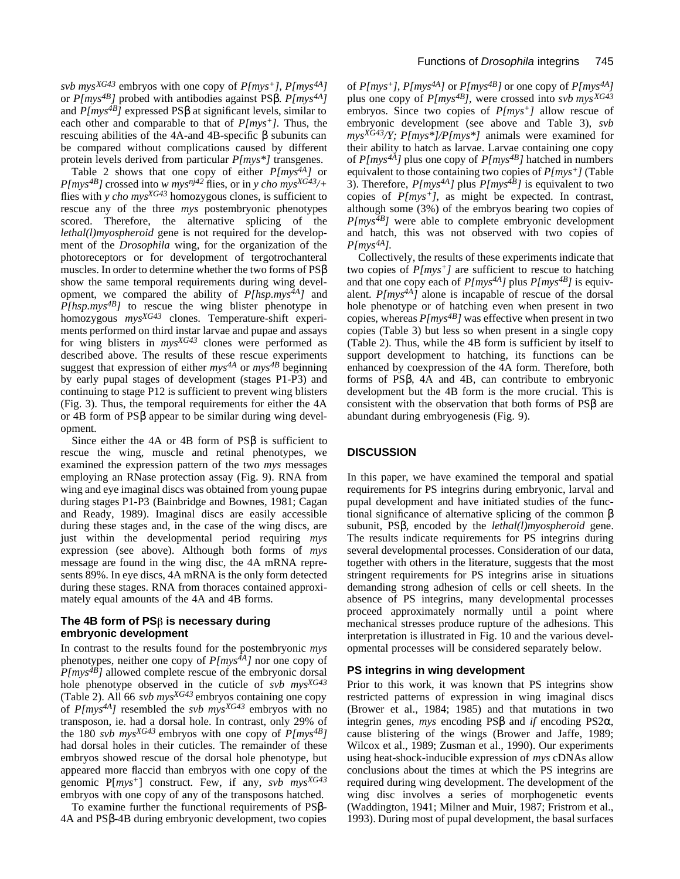*svb mys$^{XG43}$* embryos with one copy of *P[mys$^{+}$]*, *P[mys$^{4A}$]* or *P[mys$^{4B}$]* probed with antibodies against PSβ. *P[mys$^{4A}$]* and *P[mys$^{4B}$]* expressed PSβ at significant levels, similar to each other and comparable to that of *P[mys$^{+}$]*. Thus, the rescuing abilities of the 4A-and 4B-specific β subunits can be compared without complications caused by different protein levels derived from particular *P[mys*]* transgenes.

Table 2 shows that one copy of either *P[mys$^{4A}$]* or *P[mys$^{4B}$]* crossed into *w mys$^{nj42}$* flies, or in *y cho mys$^{XG43}$/+* flies with *y cho mys$^{XG43}$* homozygous clones, is sufficient to rescue any of the three *mys* postembryonic phenotypes scored. Therefore, the alternative splicing of the *lethal(l)myospheroid* gene is not required for the development of the *Drosophila* wing, for the organization of the photoreceptors or for development of tergotrochanteral muscles. In order to determine whether the two forms of PSβ show the same temporal requirements during wing development, we compared the ability of *P[hsp.mys$^{4A}$]* and *P[hsp.mys$^{4B}$]* to rescue the wing blister phenotype in homozygous *mys$^{XG43}$* clones. Temperature-shift experiments performed on third instar larvae and pupae and assays for wing blisters in *mys$^{XG43}$* clones were performed as described above. The results of these rescue experiments suggest that expression of either *mys$^{4A}$* or *mys$^{4B}$* beginning by early pupal stages of development (stages P1-P3) and continuing to stage P12 is sufficient to prevent wing blisters (Fig. 3). Thus, the temporal requirements for either the 4A or 4B form of PSβ appear to be similar during wing development.

Since either the 4A or 4B form of PSβ is sufficient to rescue the wing, muscle and retinal phenotypes, we examined the expression pattern of the two *mys* messages employing an RNase protection assay (Fig. 9). RNA from wing and eye imaginal discs was obtained from young pupae during stages P1-P3 (Bainbridge and Bownes, 1981; Cagan and Ready, 1989). Imaginal discs are easily accessible during these stages and, in the case of the wing discs, are just within the developmental period requiring *mys* expression (see above). Although both forms of *mys* message are found in the wing disc, the 4A mRNA represents 89%. In eye discs, 4A mRNA is the only form detected during these stages. RNA from thoraces contained approximately equal amounts of the 4A and 4B forms.

### The 4B form of PSβ is necessary during embryonic development

In contrast to the results found for the postembryonic *mys* phenotypes, neither one copy of *P[mys$^{4A}$]* nor one copy of *P[mys$^{4B}$]* allowed complete rescue of the embryonic dorsal hole phenotype observed in the cuticle of *svb mys$^{XG43}$* (Table 2). All 66 *svb mys$^{XG43}$* embryos containing one copy of *P[mys$^{4A}$]* resembled the *svb mys$^{XG43}$* embryos with no transposon, ie. had a dorsal hole. In contrast, only 29% of the 180 *svb mys$^{XG43}$* embryos with one copy of *P[mys$^{4B}$]* had dorsal holes in their cuticles. The remainder of these embryos showed rescue of the dorsal hole phenotype, but appeared more flaccid than embryos with one copy of the genomic P[*mys$^{+}$*] construct. Few, if any, *svb mys$^{XG43}$* embryos with one copy of any of the transposons hatched.

To examine further the functional requirements of PSβ-4A and PSβ-4B during embryonic development, two copies of *P[mys$^{+}$]*, *P[mys$^{4A}$]* or *P[mys$^{4B}$]* or one copy of *P[mys$^{4A}$]* plus one copy of *P[mys$^{4B}$]*, were crossed into *svb mys$^{XG43}$* embryos. Since two copies of *P[mys$^{+}$]* allow rescue of embryonic development (see above and Table 3), *svb mys$^{XG43}$/Y; P[mys*]/P[mys*]* animals were examined for their ability to hatch as larvae. Larvae containing one copy of *P[mys$^{4A}$]* plus one copy of *P[mys$^{4B}$]* hatched in numbers equivalent to those containing two copies of *P[mys$^{+}$]* (Table 3). Therefore, *P[mys$^{4A}$]* plus *P[mys$^{4B}$]* is equivalent to two copies of *P[mys$^{+}$]*, as might be expected. In contrast, although some (3%) of the embryos bearing two copies of *P[mys$^{4B}$]* were able to complete embryonic development and hatch, this was not observed with two copies of *P[mys$^{4A}$]*.

Collectively, the results of these experiments indicate that two copies of *P[mys$^{+}$]* are sufficient to rescue to hatching and that one copy each of *P[mys$^{4A}$]* plus *P[mys$^{4B}$]* is equivalent. *P[mys$^{4A}$]* alone is incapable of rescue of the dorsal hole phenotype or of hatching even when present in two copies, whereas *P[mys$^{4B}$]* was effective when present in two copies (Table 3) but less so when present in a single copy (Table 2). Thus, while the 4B form is sufficient by itself to support development to hatching, its functions can be enhanced by coexpression of the 4A form. Therefore, both forms of PSβ, 4A and 4B, can contribute to embryonic development but the 4B form is the more crucial. This is consistent with the observation that both forms of PSβ are abundant during embryogenesis (Fig. 9).

## DISCUSSION

In this paper, we have examined the temporal and spatial requirements for PS integrins during embryonic, larval and pupal development and have initiated studies of the functional significance of alternative splicing of the common β subunit, PSβ, encoded by the *lethal(l)myospheroid* gene. The results indicate requirements for PS integrins during several developmental processes. Consideration of our data, together with others in the literature, suggests that the most stringent requirements for PS integrins arise in situations demanding strong adhesion of cells or cell sheets. In the absence of PS integrins, many developmental processes proceed approximately normally until a point where mechanical stresses produce rupture of the adhesions. This interpretation is illustrated in Fig. 10 and the various developmental processes will be considered separately below.

### PS integrins in wing development

Prior to this work, it was known that PS integrins show restricted patterns of expression in wing imaginal discs (Brower et al., 1984; 1985) and that mutations in two integrin genes, *mys* encoding PSβ and *if* encoding PS2α, cause blistering of the wings (Brower and Jaffe, 1989; Wilcox et al., 1989; Zusman et al., 1990). Our experiments using heat-shock-inducible expression of *mys* cDNAs allow conclusions about the times at which the PS integrins are required during wing development. The development of the wing disc involves a series of morphogenetic events (Waddington, 1941; Milner and Muir, 1987; Fristrom et al., 1993). During most of pupal development, the basal surfaces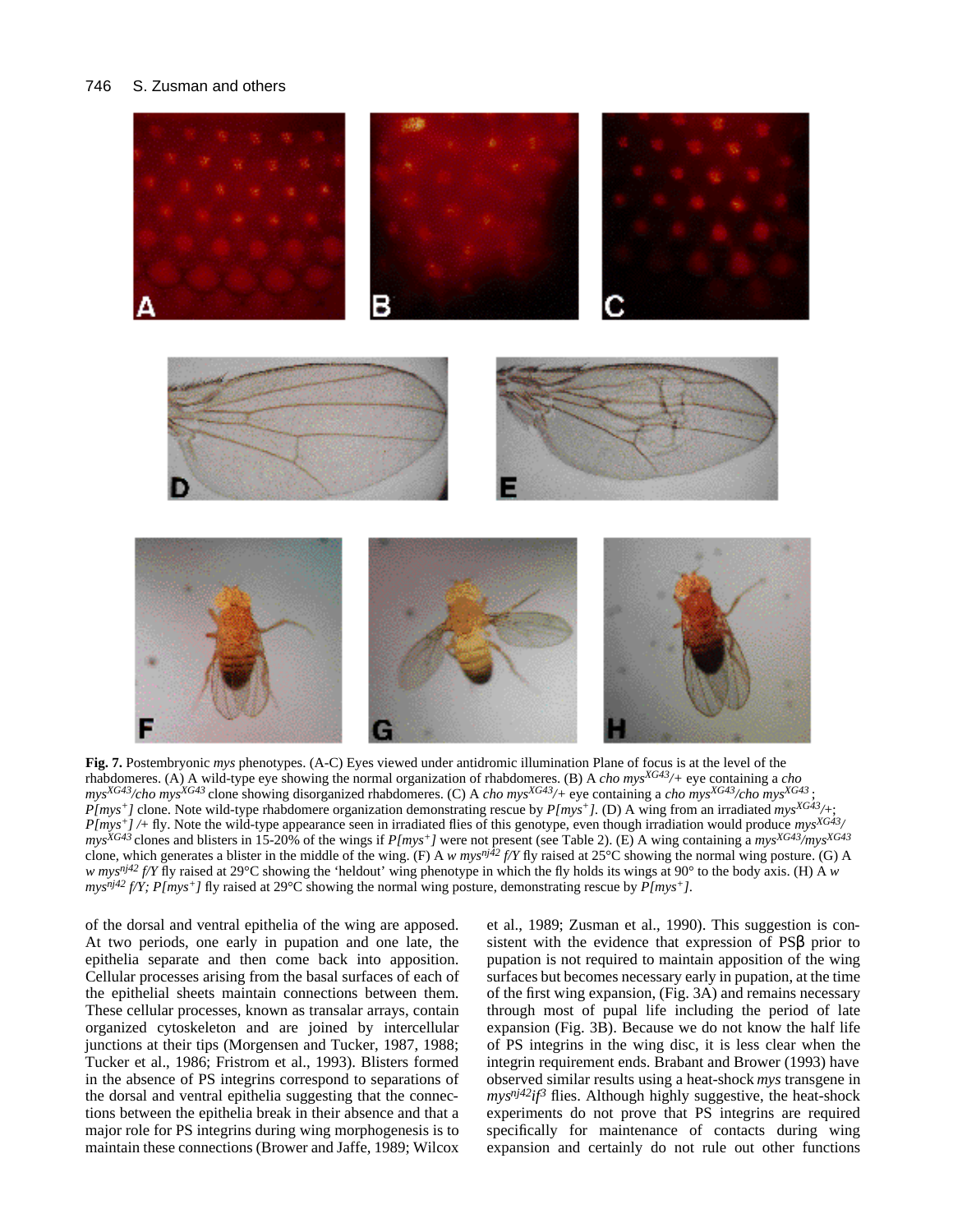**Fig. 7.** Postembryonic *mys* phenotypes. (A-C) Eyes viewed under antidromic illumination Plane of focus is at the level of the rhabdomeres. (A) A wild-type eye showing the normal organization of rhabdomeres. (B) A *cho mys*$^{XG43}$/+ eye containing a *cho mys*$^{XG43}$/*cho mys*$^{XG43}$ clone showing disorganized rhabdomeres. (C) A *cho mys*$^{XG43}$/+ eye containing a *cho mys*$^{XG43}$/*cho mys*$^{XG43}$ ; *P[mys*$^{+}$*]* clone. Note wild-type rhabdomere organization demonstrating rescue by *P[mys*$^{+}$*]*. (D) A wing from an irradiated *mys*$^{XG43}$/+; *P[mys*$^{+}$*]* /+ fly. Note the wild-type appearance seen in irradiated flies of this genotype, even though irradiation would produce *mys*$^{XG43}$/*mys*$^{XG43}$ clones and blisters in 15-20% of the wings if *P[mys*$^{+}$*]* were not present (see Table 2). (E) A wing containing a *mys*$^{XG43}$/*mys*$^{XG43}$ clone, which generates a blister in the middle of the wing. (F) A *w mys*$^{nj42}$ *f/Y* fly raised at 25°C showing the normal wing posture. (G) A *w mys*$^{nj42}$ *f/Y* fly raised at 29°C showing the 'heldout' wing phenotype in which the fly holds its wings at 90° to the body axis. (H) A *w mys*$^{nj42}$ *f/Y; P[mys*$^{+}$*]* fly raised at 29°C showing the normal wing posture, demonstrating rescue by *P[mys*$^{+}$*]*.

of the dorsal and ventral epithelia of the wing are apposed. At two periods, one early in pupation and one late, the epithelia separate and then come back into apposition. Cellular processes arising from the basal surfaces of each of the epithelial sheets maintain connections between them. These cellular processes, known as transalar arrays, contain organized cytoskeleton and are joined by intercellular junctions at their tips (Morgensen and Tucker, 1987, 1988; Tucker et al., 1986; Fristrom et al., 1993). Blisters formed in the absence of PS integrins correspond to separations of the dorsal and ventral epithelia suggesting that the connections between the epithelia break in their absence and that a major role for PS integrins during wing morphogenesis is to maintain these connections (Brower and Jaffe, 1989; Wilcox et al., 1989; Zusman et al., 1990). This suggestion is consistent with the evidence that expression of PSβ prior to pupation is not required to maintain apposition of the wing surfaces but becomes necessary early in pupation, at the time of the first wing expansion, (Fig. 3A) and remains necessary through most of pupal life including the period of late expansion (Fig. 3B). Because we do not know the half life of PS integrins in the wing disc, it is less clear when the integrin requirement ends. Brabant and Brower (1993) have observed similar results using a heat-shock *mys* transgene in *mys*$^{nj42}$*if*$^{3}$ flies. Although highly suggestive, the heat-shock experiments do not prove that PS integrins are required specifically for maintenance of contacts during wing expansion and certainly do not rule out other functions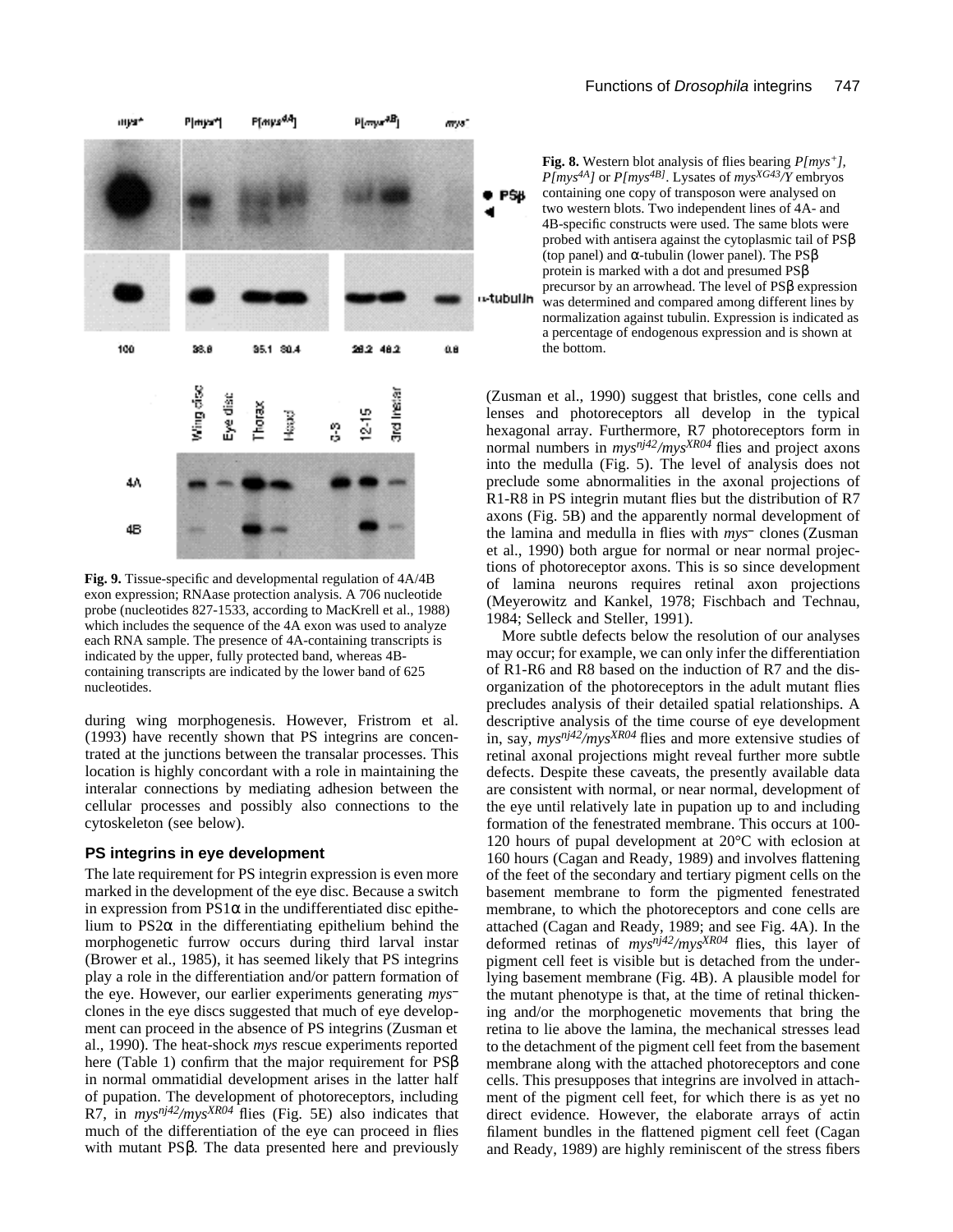**Fig. 8.** Western blot analysis of flies bearing *P[mys⁺]*, *P[mys^4A]* or *P[mys^4B]*. Lysates of *mys^XG43/Y* embryos containing one copy of transposon were analysed on two western blots. Two independent lines of 4A- and 4B-specific constructs were used. The same blots were probed with antisera against the cytoplasmic tail of PSβ (top panel) and α-tubulin (lower panel). The PSβ protein is marked with a dot and presumed PSβ precursor by an arrowhead. The level of PSβ expression was determined and compared among different lines by normalization against tubulin. Expression is indicated as a percentage of endogenous expression and is shown at the bottom.

**Fig. 9.** Tissue-specific and developmental regulation of 4A/4B exon expression; RNAase protection analysis. A 706 nucleotide probe (nucleotides 827-1533, according to MacKrell et al., 1988) which includes the sequence of the 4A exon was used to analyze each RNA sample. The presence of 4A-containing transcripts is indicated by the upper, fully protected band, whereas 4B-containing transcripts are indicated by the lower band of 625 nucleotides.

during wing morphogenesis. However, Fristrom et al. (1993) have recently shown that PS integrins are concentrated at the junctions between the transalar processes. This location is highly concordant with a role in maintaining the interalar connections by mediating adhesion between the cellular processes and possibly also connections to the cytoskeleton (see below).

### PS integrins in eye development

The late requirement for PS integrin expression is even more marked in the development of the eye disc. Because a switch in expression from PS1α in the undifferentiated disc epithelium to PS2α in the differentiating epithelium behind the morphogenetic furrow occurs during third larval instar (Brower et al., 1985), it has seemed likely that PS integrins play a role in the differentiation and/or pattern formation of the eye. However, our earlier experiments generating *mys⁻* clones in the eye discs suggested that much of eye development can proceed in the absence of PS integrins (Zusman et al., 1990). The heat-shock *mys* rescue experiments reported here (Table 1) confirm that the major requirement for PSβ in normal ommatidial development arises in the latter half of pupation. The development of photoreceptors, including R7, in *mys^nj42/mys^XR04* flies (Fig. 5E) also indicates that much of the differentiation of the eye can proceed in flies with mutant PSβ. The data presented here and previously (Zusman et al., 1990) suggest that bristles, cone cells and lenses and photoreceptors all develop in the typical hexagonal array. Furthermore, R7 photoreceptors form in normal numbers in *mys^nj42/mys^XR04* flies and project axons into the medulla (Fig. 5). The level of analysis does not preclude some abnormalities in the axonal projections of R1-R8 in PS integrin mutant flies but the distribution of R7 axons (Fig. 5B) and the apparently normal development of the lamina and medulla in flies with *mys⁻* clones (Zusman et al., 1990) both argue for normal or near normal projections of photoreceptor axons. This is so since development of lamina neurons requires retinal axon projections (Meyerowitz and Kankel, 1978; Fischbach and Technau, 1984; Selleck and Steller, 1991).

More subtle defects below the resolution of our analyses may occur; for example, we can only infer the differentiation of R1-R6 and R8 based on the induction of R7 and the disorganization of the photoreceptors in the adult mutant flies precludes analysis of their detailed spatial relationships. A descriptive analysis of the time course of eye development in, say, *mys^nj42/mys^XR04* flies and more extensive studies of retinal axonal projections might reveal further more subtle defects. Despite these caveats, the presently available data are consistent with normal, or near normal, development of the eye until relatively late in pupation up to and including formation of the fenestrated membrane. This occurs at 100-120 hours of pupal development at 20°C with eclosion at 160 hours (Cagan and Ready, 1989) and involves flattening of the feet of the secondary and tertiary pigment cells on the basement membrane to form the pigmented fenestrated membrane, to which the photoreceptors and cone cells are attached (Cagan and Ready, 1989; and see Fig. 4A). In the deformed retinas of *mys^nj42/mys^XR04* flies, this layer of pigment cell feet is visible but is detached from the underlying basement membrane (Fig. 4B). A plausible model for the mutant phenotype is that, at the time of retinal thickening and/or the morphogenetic movements that bring the retina to lie above the lamina, the mechanical stresses lead to the detachment of the pigment cell feet from the basement membrane along with the attached photoreceptors and cone cells. This presupposes that integrins are involved in attachment of the pigment cell feet, for which there is as yet no direct evidence. However, the elaborate arrays of actin filament bundles in the flattened pigment cell feet (Cagan and Ready, 1989) are highly reminiscent of the stress fibers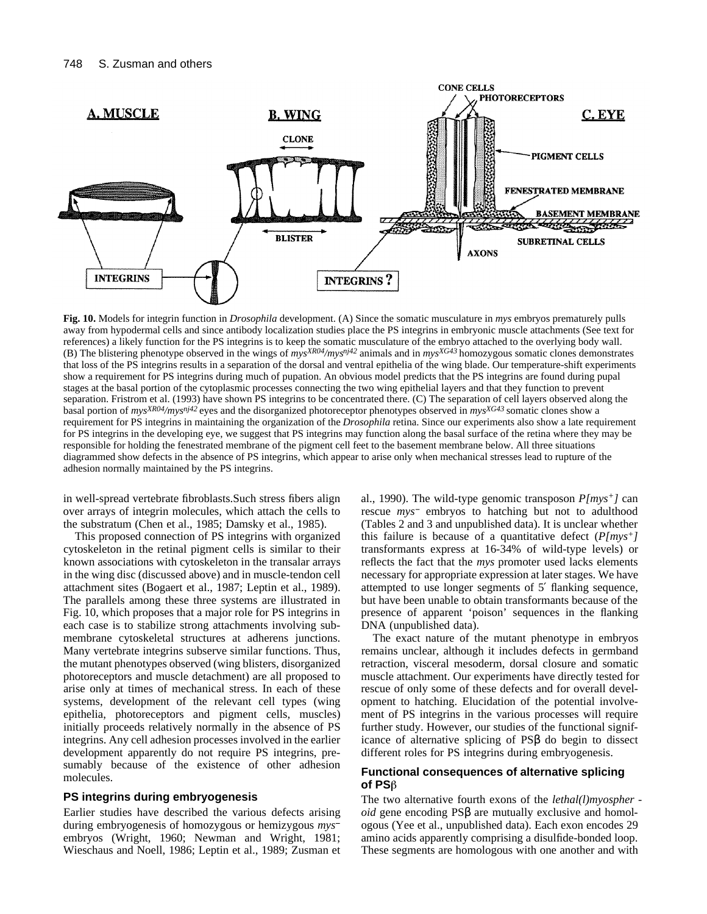**Fig. 10.** Models for integrin function in *Drosophila* development. (A) Since the somatic musculature in *mys* embryos prematurely pulls away from hypodermal cells and since antibody localization studies place the PS integrins in embryonic muscle attachments (See text for references) a likely function for the PS integrins is to keep the somatic musculature of the embryo attached to the overlying body wall. (B) The blistering phenotype observed in the wings of $mys^{XR04}/mys^{nj42}$ animals and in $mys^{XG43}$ homozygous somatic clones demonstrates that loss of the PS integrins results in a separation of the dorsal and ventral epithelia of the wing blade. Our temperature-shift experiments show a requirement for PS integrins during much of pupation. An obvious model predicts that the PS integrins are found during pupal stages at the basal portion of the cytoplasmic processes connecting the two wing epithelial layers and that they function to prevent separation. Fristrom et al. (1993) have shown PS integrins to be concentrated there. (C) The separation of cell layers observed along the basal portion of $mys^{XR04}/mys^{nj42}$ eyes and the disorganized photoreceptor phenotypes observed in $mys^{XG43}$ somatic clones show a requirement for PS integrins in maintaining the organization of the *Drosophila* retina. Since our experiments also show a late requirement for PS integrins in the developing eye, we suggest that PS integrins may function along the basal surface of the retina where they may be responsible for holding the fenestrated membrane of the pigment cell feet to the basement membrane below. All three situations diagrammed show defects in the absence of PS integrins, which appear to arise only when mechanical stresses lead to rupture of the adhesion normally maintained by the PS integrins.

in well-spread vertebrate fibroblasts.Such stress fibers align over arrays of integrin molecules, which attach the cells to the substratum (Chen et al., 1985; Damsky et al., 1985).

This proposed connection of PS integrins with organized cytoskeleton in the retinal pigment cells is similar to their known associations with cytoskeleton in the transalar arrays in the wing disc (discussed above) and in muscle-tendon cell attachment sites (Bogaert et al., 1987; Leptin et al., 1989). The parallels among these three systems are illustrated in Fig. 10, which proposes that a major role for PS integrins in each case is to stabilize strong attachments involving submembrane cytoskeletal structures at adherens junctions. Many vertebrate integrins subserve similar functions. Thus, the mutant phenotypes observed (wing blisters, disorganized photoreceptors and muscle detachment) are all proposed to arise only at times of mechanical stress. In each of these systems, development of the relevant cell types (wing epithelia, photoreceptors and pigment cells, muscles) initially proceeds relatively normally in the absence of PS integrins. Any cell adhesion processes involved in the earlier development apparently do not require PS integrins, presumably because of the existence of other adhesion molecules.

## PS integrins during embryogenesis

Earlier studies have described the various defects arising during embryogenesis of homozygous or hemizygous $mys^-$ embryos (Wright, 1960; Newman and Wright, 1981; Wieschaus and Noell, 1986; Leptin et al., 1989; Zusman et al., 1990). The wild-type genomic transposon $P[mys^+]$ can rescue $mys^-$ embryos to hatching but not to adulthood (Tables 2 and 3 and unpublished data). It is unclear whether this failure is because of a quantitative defect ($P[mys^+]$ transformants express at 16-34% of wild-type levels) or reflects the fact that the *mys* promoter used lacks elements necessary for appropriate expression at later stages. We have attempted to use longer segments of 5′ flanking sequence, but have been unable to obtain transformants because of the presence of apparent 'poison' sequences in the flanking DNA (unpublished data).

The exact nature of the mutant phenotype in embryos remains unclear, although it includes defects in germband retraction, visceral mesoderm, dorsal closure and somatic muscle attachment. Our experiments have directly tested for rescue of only some of these defects and for overall development to hatching. Elucidation of the potential involvement of PS integrins in the various processes will require further study. However, our studies of the functional significance of alternative splicing of PSβ do begin to dissect different roles for PS integrins during embryogenesis.

## Functional consequences of alternative splicing of PSβ

The two alternative fourth exons of the *lethal(l)myospheroid* gene encoding PSβ are mutually exclusive and homologous (Yee et al., unpublished data). Each exon encodes 29 amino acids apparently comprising a disulfide-bonded loop. These segments are homologous with one another and with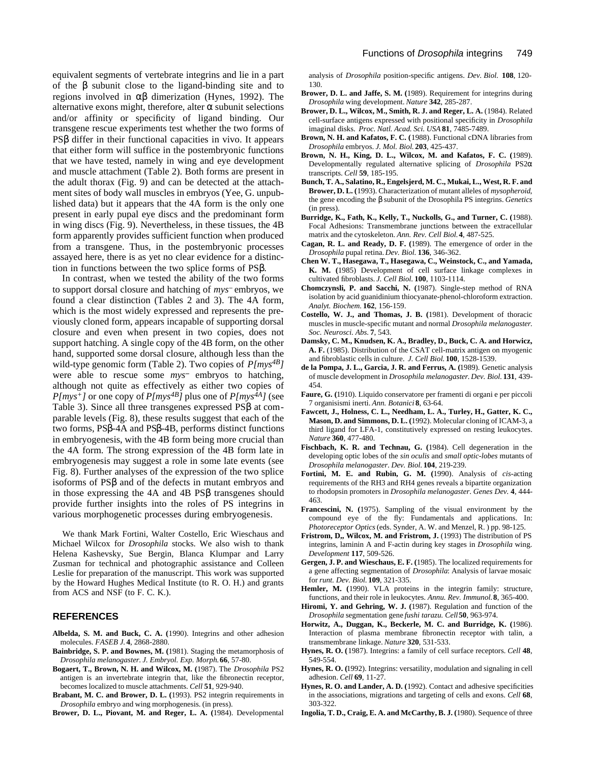equivalent segments of vertebrate integrins and lie in a part of the β subunit close to the ligand-binding site and to regions involved in αβ dimerization (Hynes, 1992). The alternative exons might, therefore, alter α subunit selections and/or affinity or specificity of ligand binding. Our transgene rescue experiments test whether the two forms of PSβ differ in their functional capacities in vivo. It appears that either form will suffice in the postembryonic functions that we have tested, namely in wing and eye development and muscle attachment (Table 2). Both forms are present in the adult thorax (Fig. 9) and can be detected at the attachment sites of body wall muscles in embryos (Yee, G. unpublished data) but it appears that the 4A form is the only one present in early pupal eye discs and the predominant form in wing discs (Fig. 9). Nevertheless, in these tissues, the 4B form apparently provides sufficient function when produced from a transgene. Thus, in the postembryonic processes assayed here, there is as yet no clear evidence for a distinction in functions between the two splice forms of PSβ.

In contrast, when we tested the ability of the two forms to support dorsal closure and hatching of *mys*⁻ embryos, we found a clear distinction (Tables 2 and 3). The 4A form, which is the most widely expressed and represents the previously cloned form, appears incapable of supporting dorsal closure and even when present in two copies, does not support hatching. A single copy of the 4B form, on the other hand, supported some dorsal closure, although less than the wild-type genomic form (Table 2). Two copies of *P[mys$^{4B}$]* were able to rescue some *mys*⁻ embryos to hatching, although not quite as effectively as either two copies of *P[mys$^{+}$]* or one copy of *P[mys$^{4B}$]* plus one of *P[mys$^{4A}$]* (see Table 3). Since all three transgenes expressed PSβ at comparable levels (Fig. 8), these results suggest that each of the two forms, PSβ-4A and PSβ-4B, performs distinct functions in embryogenesis, with the 4B form being more crucial than the 4A form. The strong expression of the 4B form late in embryogenesis may suggest a role in some late events (see Fig. 8). Further analyses of the expression of the two splice isoforms of PSβ and of the defects in mutant embryos and in those expressing the 4A and 4B PSβ transgenes should provide further insights into the roles of PS integrins in various morphogenetic processes during embryogenesis.

We thank Mark Fortini, Walter Costello, Eric Wieschaus and Michael Wilcox for *Drosophila* stocks. We also wish to thank Helena Kashevsky, Sue Bergin, Blanca Klumpar and Larry Zusman for technical and photographic assistance and Colleen Leslie for preparation of the manuscript. This work was supported by the Howard Hughes Medical Institute (to R. O. H.) and grants from ACS and NSF (to F. C. K.).

## REFERENCES

**Albelda, S. M. and Buck, C. A. (**1990). Integrins and other adhesion molecules. *FASEB J.* **4**, 2868-2880.

**Bainbridge, S. P. and Bownes, M. (**1981). Staging the metamorphosis of *Drosophila melanogaster*. *J. Embryol. Exp. Morph.* **66**, 57-80.

**Bogaert, T., Brown, N. H. and Wilcox, M. (**1987). The *Drosophila* PS2 antigen is an invertebrate integrin that, like the fibronectin receptor, becomes localized to muscle attachments. *Cell* **51**, 929-940.

**Brabant, M. C. and Brower, D. L. (**1993). PS2 integrin requirements in *Drosophila* embryo and wing morphogenesis. (in press).

**Brower, D. L., Piovant, M. and Reger, L. A. (**1984). Developmental analysis of *Drosophila* position-specific antigens. *Dev. Biol.* **108**, 120-130.

**Brower, D. L. and Jaffe, S. M. (**1989). Requirement for integrins during *Drosophila* wing development. *Nature* **342**, 285-287.

**Brower, D. L., Wilcox, M., Smith, R. J. and Reger, L. A.** (1984). Related cell-surface antigens expressed with positional specificity in *Drosophila* imaginal disks. *Proc. Natl. Acad. Sci. USA* **81**, 7485-7489.

**Brown, N. H. and Kafatos, F. C. (**1988). Functional cDNA libraries from *Drosophila* embryos. *J. Mol. Biol.* **203**, 425-437.

**Brown, N. H., King, D. L., Wilcox, M. and Kafatos, F. C. (**1989). Developmentally regulated alternative splicing of *Drosophila* PS2α transcripts. *Cell* **59**, 185-195.

**Bunch, T. A., Salatino, R., Engelsjerd, M. C., Mukai, L., West, R. F. and Brower, D. L. (**1993). Characterization of mutant alleles of *mysopheroid*, the gene encoding the β subunit of the Drosophila PS integrins. *Genetics* (in press).

**Burridge, K., Fath, K., Kelly, T., Nuckolls, G., and Turner, C. (**1988). Focal Adhesions: Transmembrane junctions between the extracellular matrix and the cytoskeleton. *Ann. Rev. Cell Biol.* **4**, 487-525.

**Cagan, R. L. and Ready, D. F. (**1989). The emergence of order in the *Drosophila* pupal retina. *Dev. Biol.* **136**, 346-362.

**Chen W. T., Hasegawa, T., Hasegawa, C., Weinstock, C., and Yamada, K. M. (**1985) Development of cell surface linkage complexes in cultivated fibroblasts. *J. Cell Biol.* **100**, 1103-1114.

**Chomczynsli, P. and Sacchi, N. (**1987). Single-step method of RNA isolation by acid guanidinium thiocyanate-phenol-chloroform extraction. *Analyt. Biochem.* **162**, 156-159.

**Costello, W. J., and Thomas, J. B. (**1981). Development of thoracic muscles in muscle-specific mutant and normal *Drosophila melanogaster. Soc. Neurosci. Abs.* **7**, 543.

**Damsky, C. M., Knudsen, K. A., Bradley, D., Buck, C. A. and Horwicz, A. F.** (1985). Distribution of the CSAT cell-matrix antigen on myogenic and fibroblastic cells in culture. *J. Cell Biol.* **100**, 1528-1539.

**de la Pompa, J. L., Garcia, J. R. and Ferrus, A. (**1989). Genetic analysis of muscle development in *Drosophila melanogaster. Dev. Biol.* **131**, 439-454.

**Faure, G. (**1910). Liquido conservatore per framenti di organi e per piccoli 7 organisismi inerti. *Ann. Botanici* **8**, 63-64.

**Fawcett, J., Holness, C. L., Needham, L. A., Turley, H., Gatter, K. C., Mason, D. and Simmons, D. L. (**1992). Molecular cloning of ICAM-3, a third ligand for LFA-1, constitutively expressed on resting leukocytes. *Nature* **360**, 477-480.

**Fischbach, K. R. and Technau, G. (**1984). Cell degeneration in the developing optic lobes of the *sin oculis* and *small optic-lobes* mutants of *Drosophila melanogaster*. *Dev. Biol.* **104**, 219-239.

**Fortini, M. E. and Rubin, G. M. (**1990). Analysis of *cis*-acting requirements of the RH3 and RH4 genes reveals a bipartite organization to rhodopsin promoters in *Drosophila melanogaster*. *Genes Dev.* **4**, 444-463.

**Francescini, N. (**1975). Sampling of the visual environment by the compound eye of the fly: Fundamentals and applications. In: *Photoreceptor Optics* (eds. Synder, A. W. and Menzel, R. ) pp. 98-125.

**Fristrom, D,, Wilcox, M. and Fristrom, J.** (1993) The distribution of PS integrins, laminin A and F-actin during key stages in *Drosophila* wing. *Development* **117**, 509-526.

**Gergen, J. P. and Wieschaus, E. F. (**1985). The localized requirements for a gene affecting segmentation of *Drosophila*: Analysis of larvae mosaic for *runt*. *Dev. Biol.* **109**, 321-335.

**Hemler, M. (**1990). VLA proteins in the integrin family: structure, functions, and their role in leukocytes. *Annu. Rev. Immunol.* **8**, 365-400.

**Hiromi, Y. and Gehring, W. J. (**1987). Regulation and function of the *Drosophila* segmentation gene *fushi tarazu*. *Cell* **50**, 963-974.

**Horwitz, A., Duggan, K., Beckerle, M. C. and Burridge, K. (**1986). Interaction of plasma membrane fibronectin receptor with talin, a transmembrane linkage. *Nature* **320**, 531-533.

**Hynes, R. O. (**1987). Integrins: a family of cell surface receptors. *Cell* **48**, 549-554.

**Hynes, R. O. (**1992). Integrins: versatility, modulation and signaling in cell adhesion. *Cell* **69**, 11-27.

**Hynes, R. O. and Lander, A. D. (**1992). Contact and adhesive specificities in the associations, migrations and targeting of cells and exons. *Cell* **68**, 303-322.

**Ingolia, T. D., Craig, E. A. and McCarthy, B. J. (**1980). Sequence of three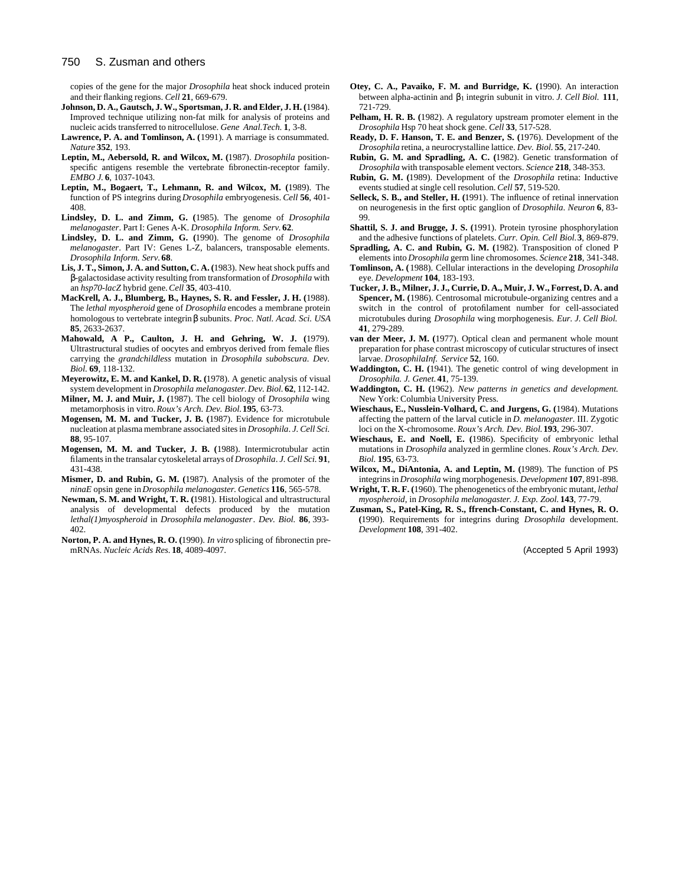copies of the gene for the major *Drosophila* heat shock induced protein and their flanking regions. *Cell* **21**, 669-679.

**Johnson, D. A., Gautsch, J. W., Sportsman, J. R. and Elder, J. H. (**1984). Improved technique utilizing non-fat milk for analysis of proteins and nucleic acids transferred to nitrocellulose. *Gene Anal.Tech.* **1**, 3-8.

**Lawrence, P. A. and Tomlinson, A. (**1991). A marriage is consummated. *Nature* **352**, 193.

**Leptin, M., Aebersold, R. and Wilcox, M. (**1987). *Drosophila* position-specific antigens resemble the vertebrate fibronectin-receptor family. *EMBO J.* **6**, 1037-1043.

**Leptin, M., Bogaert, T., Lehmann, R. and Wilcox, M. (**1989). The function of PS integrins during *Drosophila* embryogenesis. *Cell* **56**, 401-408.

**Lindsley, D. L. and Zimm, G. (**1985). The genome of *Drosophila melanogaster*. Part I: Genes A-K. *Drosophila Inform. Serv.* **62**.

**Lindsley, D. L. and Zimm, G. (**1990). The genome of *Drosophila melanogaster*. Part IV: Genes L-Z, balancers, transposable elements. *Drosophila Inform. Serv.* **68**.

**Lis, J. T., Simon, J. A. and Sutton, C. A. (**1983). New heat shock puffs and β-galactosidase activity resulting from transformation of *Drosophila* with an *hsp70-lacZ* hybrid gene. *Cell* **35**, 403-410.

**MacKrell, A. J., Blumberg, B., Haynes, S. R. and Fessler, J. H. (**1988). The *lethal myospheroid* gene of *Drosophila* encodes a membrane protein homologous to vertebrate integrin β subunits. *Proc. Natl. Acad. Sci. USA* **85**, 2633-2637.

**Mahowald, A P., Caulton, J. H. and Gehring, W. J. (**1979). Ultrastructural studies of oocytes and embryos derived from female flies carrying the *grandchildless* mutation in *Drosophila subobscura*. *Dev. Biol.* **69**, 118-132.

**Meyerowitz, E. M. and Kankel, D. R. (**1978). A genetic analysis of visual system development in *Drosophila melanogaster*. *Dev. Biol.* **62**, 112-142.

**Milner, M. J. and Muir, J. (**1987). The cell biology of *Drosophila* wing metamorphosis in vitro. *Roux's Arch. Dev. Biol.* **195**, 63-73.

**Mogensen, M. M. and Tucker, J. B. (**1987). Evidence for microtubule nucleation at plasma membrane associated sites in *Drosophila*. *J. Cell Sci.* **88**, 95-107.

**Mogensen, M. M. and Tucker, J. B. (**1988). Intermicrotubular actin filaments in the transalar cytoskeletal arrays of *Drosophila*. *J. Cell Sci.* **91**, 431-438.

**Mismer, D. and Rubin, G. M. (**1987). Analysis of the promoter of the *ninaE* opsin gene in *Drosophila melanogaster*. *Genetics* **116**, 565-578.

**Newman, S. M. and Wright, T. R. (**1981). Histological and ultrastructural analysis of developmental defects produced by the mutation *lethal(1)myospheroid* in *Drosophila melanogaster*. *Dev. Biol.* **86**, 393-402.

**Norton, P. A. and Hynes, R. O. (**1990). *In vitro* splicing of fibronectin pre-mRNAs. *Nucleic Acids Res.* **18**, 4089-4097.

**Otey, C. A., Pavaiko, F. M. and Burridge, K. (**1990). An interaction between alpha-actinin and $\beta_1$ integrin subunit in vitro. *J. Cell Biol.* **111**, 721-729.

**Pelham, H. R. B. (**1982). A regulatory upstream promoter element in the *Drosophila* Hsp 70 heat shock gene. *Cell* **33**, 517-528.

**Ready, D. F. Hanson, T. E. and Benzer, S. (**1976). Development of the *Drosophila* retina, a neurocrystalline lattice. *Dev. Biol.* **55**, 217-240.

**Rubin, G. M. and Spradling, A. C. (**1982). Genetic transformation of *Drosophila* with transposable element vectors. *Science* **218**, 348-353.

**Rubin, G. M. (**1989). Development of the *Drosophila* retina: Inductive events studied at single cell resolution. *Cell* **57**, 519-520.

**Selleck, S. B., and Steller, H. (**1991). The influence of retinal innervation on neurogenesis in the first optic ganglion of *Drosophila*. *Neuron* **6**, 83-99.

**Shattil, S. J. and Brugge, J. S. (**1991). Protein tyrosine phosphorylation and the adhesive functions of platelets. *Curr. Opin. Cell Biol.* **3**, 869-879.

**Spradling, A. C. and Rubin, G. M. (**1982). Transposition of cloned P elements into *Drosophila* germ line chromosomes. *Science* **218**, 341-348.

**Tomlinson, A. (** 1988). Cellular interactions in the developing *Drosophila* eye. *Development* **104**, 183-193.

**Tucker, J. B., Milner, J. J., Currie, D. A., Muir, J. W., Forrest, D. A. and Spencer, M. (**1986). Centrosomal microtubule-organizing centres and a switch in the control of protofilament number for cell-associated microtubules during *Drosophila* wing morphogenesis. *Eur. J. Cell Biol.* **41**, 279-289.

**van der Meer, J. M. (**1977). Optical clean and permanent whole mount preparation for phase contrast microscopy of cuticular structures of insect larvae. *DrosophilaInf. Service* **52**, 160.

**Waddington, C. H. (**1941). The genetic control of wing development in *Drosophila. J. Genet.* **41**, 75-139.

**Waddington, C. H. (**1962). *New patterns in genetics and development.* New York: Columbia University Press.

**Wieschaus, E., Nusslein-Volhard, C. and Jurgens, G. (**1984). Mutations affecting the pattern of the larval cuticle in *D. melanogaster*. III. Zygotic loci on the X-chromosome. *Roux's Arch. Dev. Biol.* **193**, 296-307.

**Wieschaus, E. and Noell, E. (**1986). Specificity of embryonic lethal mutations in *Drosophila* analyzed in germline clones. *Roux's Arch. Dev. Biol.* **195**, 63-73.

**Wilcox, M., DiAntonia, A. and Leptin, M. (**1989). The function of PS integrins in *Drosophila* wing morphogenesis. *Development* **107**, 891-898.

**Wright, T. R. F. (**1960). The phenogenetics of the embryonic mutant, *lethal myospheroid*, in *Drosophila melanogaster. J. Exp. Zool.* **143**, 77-79.

**Zusman, S., Patel-King, R. S., ffrench-Constant, C. and Hynes, R. O. (**1990). Requirements for integrins during *Drosophila* development. *Development* **108**, 391-402.

(Accepted 5 April 1993)